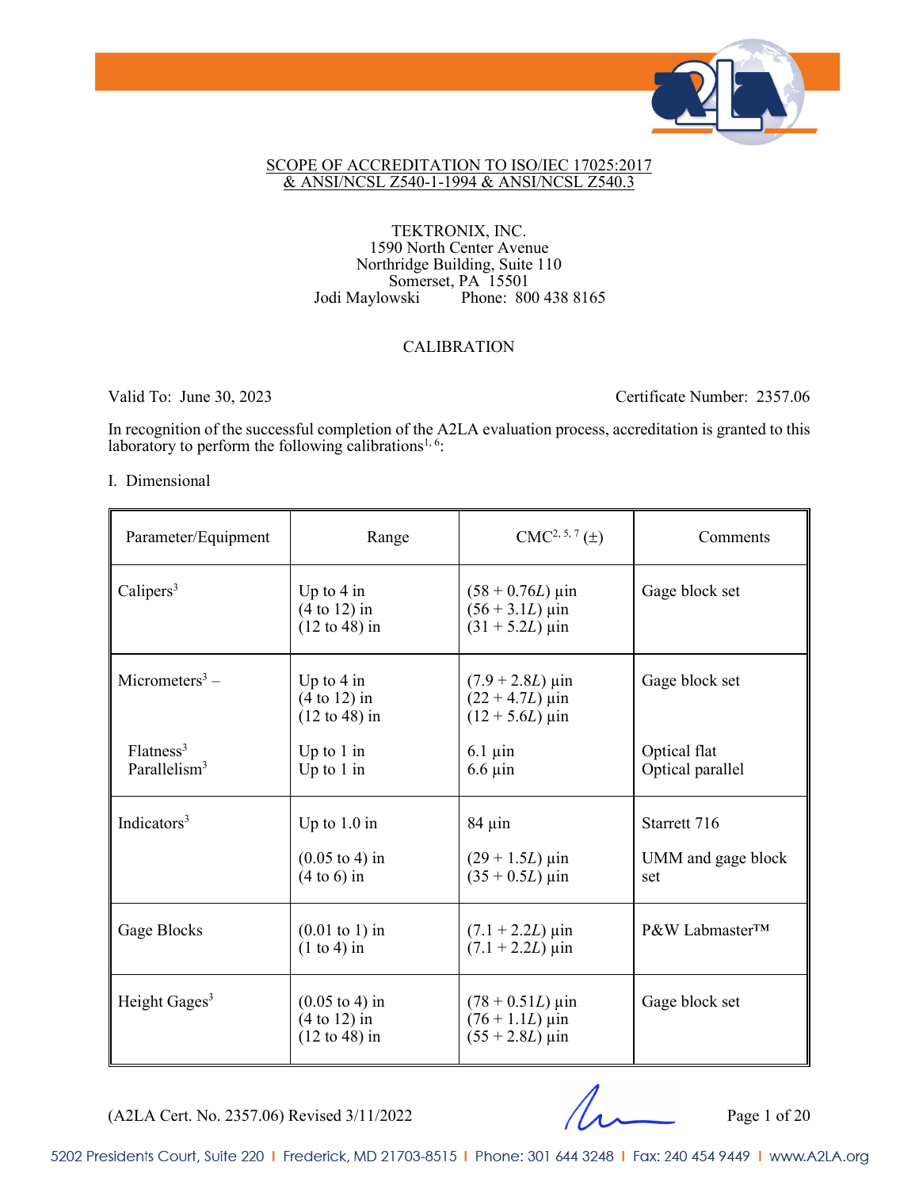SCOPE OF ACCREDITATION TO ISO/IEC 17025:2017
& ANSI/NCSL Z540-1-1994 & ANSI/NCSL Z540.3

TEKTRONIX, INC.
1590 North Center Avenue
Northridge Building, Suite 110
Somerset, PA 15501
Jodi Maylowski Phone: 800 438 8165

CALIBRATION

Valid To: June 30, 2023 Certificate Number: 2357.06

In recognition of the successful completion of the A2LA evaluation process, accreditation is granted to this laboratory to perform the following calibrations[1, 6]:

I. Dimensional

| Parameter/Equipment | Range | CMC[2, 5, 7] (±) | Comments |
|---|---|---|---|
| Calipers[3] | Up to 4 in<br>(4 to 12) in<br>(12 to 48) in | (58 + 0.76*L*) µin<br>(56 + 3.1*L*) µin<br>(31 + 5.2*L*) µin | Gage block set |
| Micrometers[3] –<br><br><br>Flatness[3]<br>Parallelism[3] | Up to 4 in<br>(4 to 12) in<br>(12 to 48) in<br>Up to 1 in<br>Up to 1 in | (7.9 + 2.8*L*) µin<br>(22 + 4.7*L*) µin<br>(12 + 5.6*L*) µin<br>6.1 µin<br>6.6 µin | Gage block set<br><br><br>Optical flat<br>Optical parallel |
| Indicators[3] | Up to 1.0 in<br><br>(0.05 to 4) in<br>(4 to 6) in | 84 µin<br><br>(29 + 1.5*L*) µin<br>(35 + 0.5*L*) µin | Starrett 716<br><br>UMM and gage block set |
| Gage Blocks | (0.01 to 1) in<br>(1 to 4) in | (7.1 + 2.2*L*) µin<br>(7.1 + 2.2*L*) µin | P&W Labmaster™ |
| Height Gages[3] | (0.05 to 4) in<br>(4 to 12) in<br>(12 to 48) in | (78 + 0.51*L*) µin<br>(76 + 1.1*L*) µin<br>(55 + 2.8*L*) µin | Gage block set |

(A2LA Cert. No. 2357.06) Revised 3/11/2022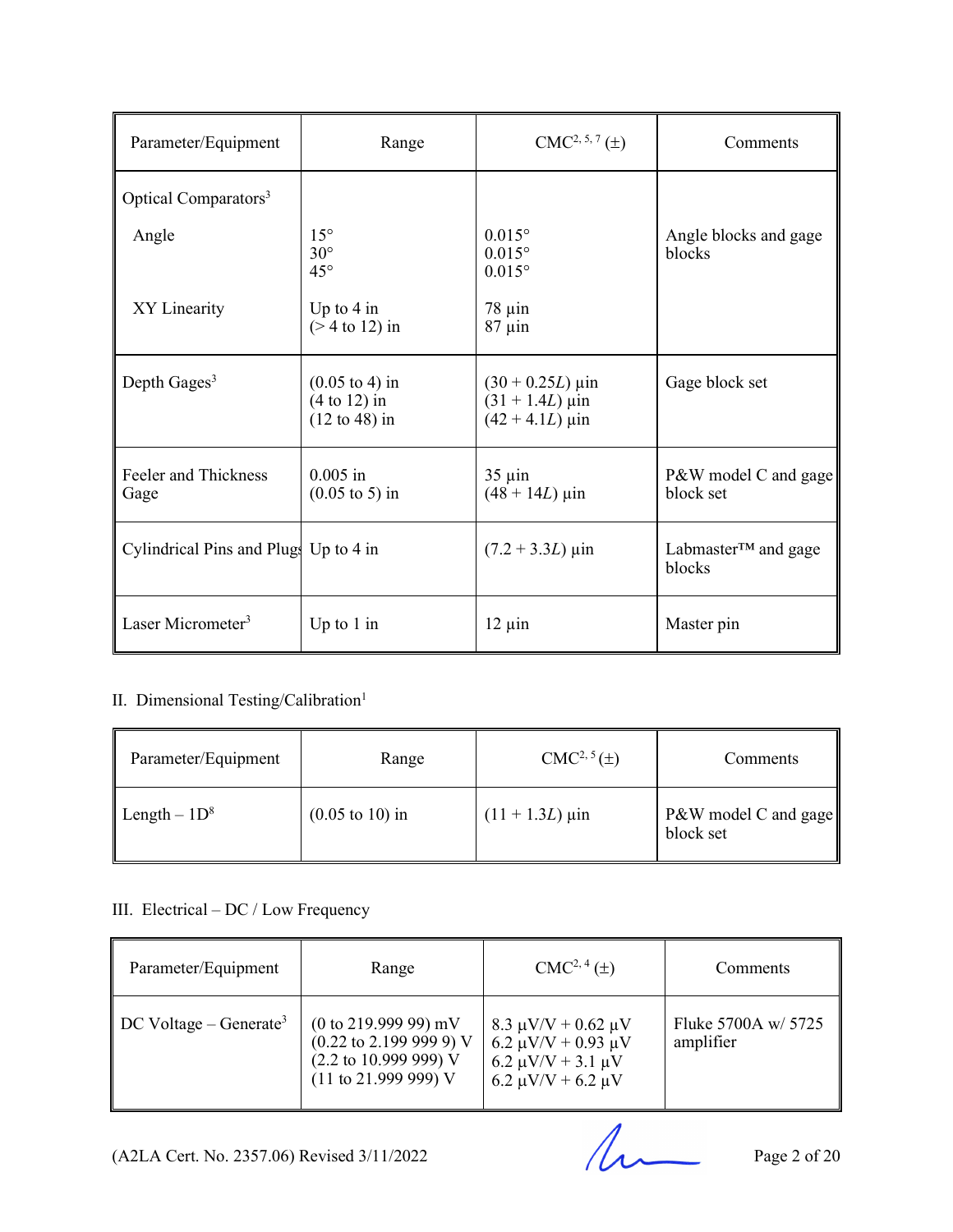| Parameter/Equipment | Range | CMC[2, 5, 7] (±) | Comments |
|---|---|---|---|
| Optical Comparators[3] | | | |
| Angle | 15°<br>30°<br>45° | 0.015°<br>0.015°<br>0.015° | Angle blocks and gage blocks |
| XY Linearity | Up to 4 in<br>(> 4 to 12) in | 78 µin<br>87 µin | |
| Depth Gages[3] | (0.05 to 4) in<br>(4 to 12) in<br>(12 to 48) in | $(30 + 0.25L)$ µin<br>$(31 + 1.4L)$ µin<br>$(42 + 4.1L)$ µin | Gage block set |
| Feeler and Thickness Gage | 0.005 in<br>(0.05 to 5) in | 35 µin<br>$(48 + 14L)$ µin | P&W model C and gage block set |
| Cylindrical Pins and Plugs | Up to 4 in | $(7.2 + 3.3L)$ µin | Labmaster™ and gage blocks |
| Laser Micrometer[3] | Up to 1 in | 12 µin | Master pin |

II. Dimensional Testing/Calibration[1]

| Parameter/Equipment | Range | CMC[2, 5] (±) | Comments |
|---|---|---|---|
| Length – 1D[8] | (0.05 to 10) in | $(11 + 1.3L)$ µin | P&W model C and gage block set |

III. Electrical – DC / Low Frequency

| Parameter/Equipment | Range | CMC[2, 4] (±) | Comments |
|---|---|---|---|
| DC Voltage – Generate[3] | (0 to 219.999 99) mV<br>(0.22 to 2.199 999 9) V<br>(2.2 to 10.999 999) V<br>(11 to 21.999 999) V | 8.3 µV/V + 0.62 µV<br>6.2 µV/V + 0.93 µV<br>6.2 µV/V + 3.1 µV<br>6.2 µV/V + 6.2 µV | Fluke 5700A w/ 5725 amplifier |

(A2LA Cert. No. 2357.06) Revised 3/11/2022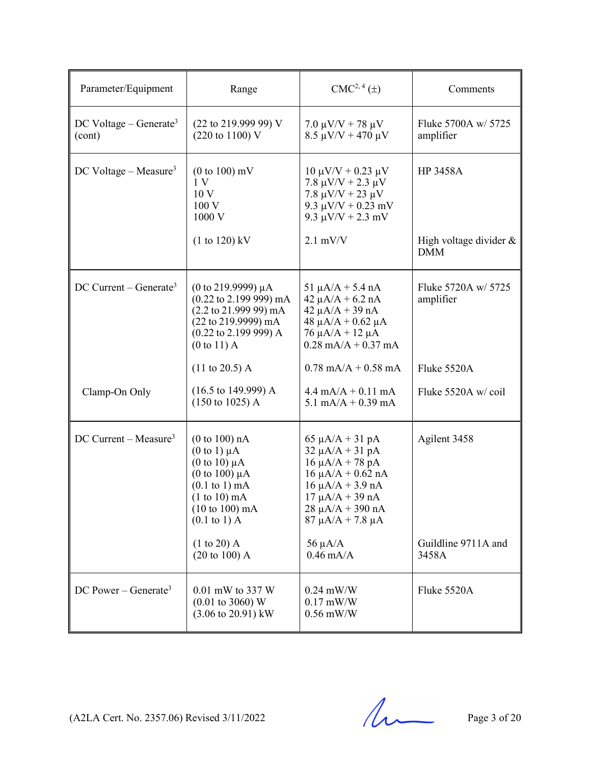| Parameter/Equipment | Range | CMC[2, 4] (±) | Comments |
|---|---|---|---|
| DC Voltage – Generate[3] (cont) | (22 to 219.999 99) V<br>(220 to 1100) V | 7.0 µV/V + 78 µV<br>8.5 µV/V + 470 µV | Fluke 5700A w/ 5725 amplifier |
| DC Voltage – Measure[3] | (0 to 100) mV<br>1 V<br>10 V<br>100 V<br>1000 V | 10 µV/V + 0.23 µV<br>7.8 µV/V + 2.3 µV<br>7.8 µV/V + 23 µV<br>9.3 µV/V + 0.23 mV<br>9.3 µV/V + 2.3 mV | HP 3458A |
| | (1 to 120) kV | 2.1 mV/V | High voltage divider & DMM |
| DC Current – Generate[3] | (0 to 219.9999) µA<br>(0.22 to 2.199 999) mA<br>(2.2 to 21.999 99) mA<br>(22 to 219.9999) mA<br>(0.22 to 2.199 999) A<br>(0 to 11) A | 51 µA/A + 5.4 nA<br>42 µA/A + 6.2 nA<br>42 µA/A + 39 nA<br>48 µA/A + 0.62 µA<br>76 µA/A + 12 µA<br>0.28 mA/A + 0.37 mA | Fluke 5720A w/ 5725 amplifier |
| | (11 to 20.5) A | 0.78 mA/A + 0.58 mA | Fluke 5520A |
| Clamp-On Only | (16.5 to 149.999) A<br>(150 to 1025) A | 4.4 mA/A + 0.11 mA<br>5.1 mA/A + 0.39 mA | Fluke 5520A w/ coil |
| DC Current – Measure[3] | (0 to 100) nA<br>(0 to 1) µA<br>(0 to 10) µA<br>(0 to 100) µA<br>(0.1 to 1) mA<br>(1 to 10) mA<br>(10 to 100) mA<br>(0.1 to 1) A | 65 µA/A + 31 pA<br>32 µA/A + 31 pA<br>16 µA/A + 78 pA<br>16 µA/A + 0.62 nA<br>16 µA/A + 3.9 nA<br>17 µA/A + 39 nA<br>28 µA/A + 390 nA<br>87 µA/A + 7.8 µA | Agilent 3458 |
| | (1 to 20) A<br>(20 to 100) A | 56 µA/A<br>0.46 mA/A | Guildline 9711A and 3458A |
| DC Power – Generate[3] | 0.01 mW to 337 W<br>(0.01 to 3060) W<br>(3.06 to 20.91) kW | 0.24 mW/W<br>0.17 mW/W<br>0.56 mW/W | Fluke 5520A |

(A2LA Cert. No. 2357.06) Revised 3/11/2022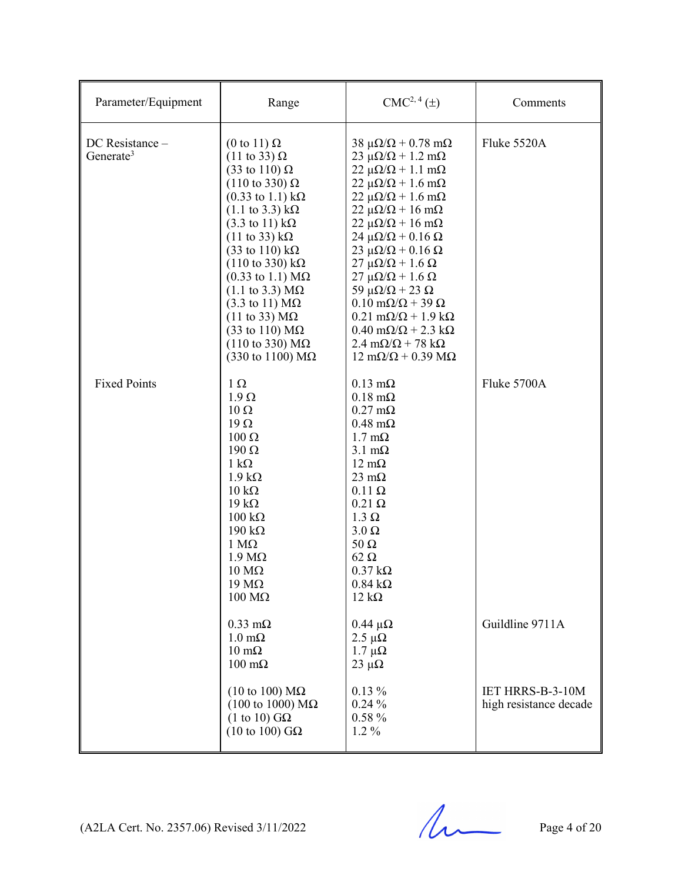| Parameter/Equipment | Range | CMC[2, 4] (±) | Comments |
|---|---|---|---|
| DC Resistance – Generate[3] | (0 to 11) Ω<br>(11 to 33) Ω<br>(33 to 110) Ω<br>(110 to 330) Ω<br>(0.33 to 1.1) kΩ<br>(1.1 to 3.3) kΩ<br>(3.3 to 11) kΩ<br>(11 to 33) kΩ<br>(33 to 110) kΩ<br>(110 to 330) kΩ<br>(0.33 to 1.1) MΩ<br>(1.1 to 3.3) MΩ<br>(3.3 to 11) MΩ<br>(11 to 33) MΩ<br>(33 to 110) MΩ<br>(110 to 330) MΩ<br>(330 to 1100) MΩ | 38 µΩ/Ω + 0.78 mΩ<br>23 µΩ/Ω + 1.2 mΩ<br>22 µΩ/Ω + 1.1 mΩ<br>22 µΩ/Ω + 1.6 mΩ<br>22 µΩ/Ω + 1.6 mΩ<br>22 µΩ/Ω + 16 mΩ<br>22 µΩ/Ω + 16 mΩ<br>24 µΩ/Ω + 0.16 Ω<br>23 µΩ/Ω + 0.16 Ω<br>27 µΩ/Ω + 1.6 Ω<br>27 µΩ/Ω + 1.6 Ω<br>59 µΩ/Ω + 23 Ω<br>0.10 mΩ/Ω + 39 Ω<br>0.21 mΩ/Ω + 1.9 kΩ<br>0.40 mΩ/Ω + 2.3 kΩ<br>2.4 mΩ/Ω + 78 kΩ<br>12 mΩ/Ω + 0.39 MΩ | Fluke 5520A |
| Fixed Points | 1 Ω<br>1.9 Ω<br>10 Ω<br>19 Ω<br>100 Ω<br>190 Ω<br>1 kΩ<br>1.9 kΩ<br>10 kΩ<br>19 kΩ<br>100 kΩ<br>190 kΩ<br>1 MΩ<br>1.9 MΩ<br>10 MΩ<br>19 MΩ<br>100 MΩ | 0.13 mΩ<br>0.18 mΩ<br>0.27 mΩ<br>0.48 mΩ<br>1.7 mΩ<br>3.1 mΩ<br>12 mΩ<br>23 mΩ<br>0.11 Ω<br>0.21 Ω<br>1.3 Ω<br>3.0 Ω<br>50 Ω<br>62 Ω<br>0.37 kΩ<br>0.84 kΩ<br>12 kΩ | Fluke 5700A |
| | 0.33 mΩ<br>1.0 mΩ<br>10 mΩ<br>100 mΩ | 0.44 µΩ<br>2.5 µΩ<br>1.7 µΩ<br>23 µΩ | Guildline 9711A |
| | (10 to 100) MΩ<br>(100 to 1000) MΩ<br>(1 to 10) GΩ<br>(10 to 100) GΩ | 0.13 %<br>0.24 %<br>0.58 %<br>1.2 % | IET HRRS-B-3-10M high resistance decade |

(A2LA Cert. No. 2357.06) Revised 3/11/2022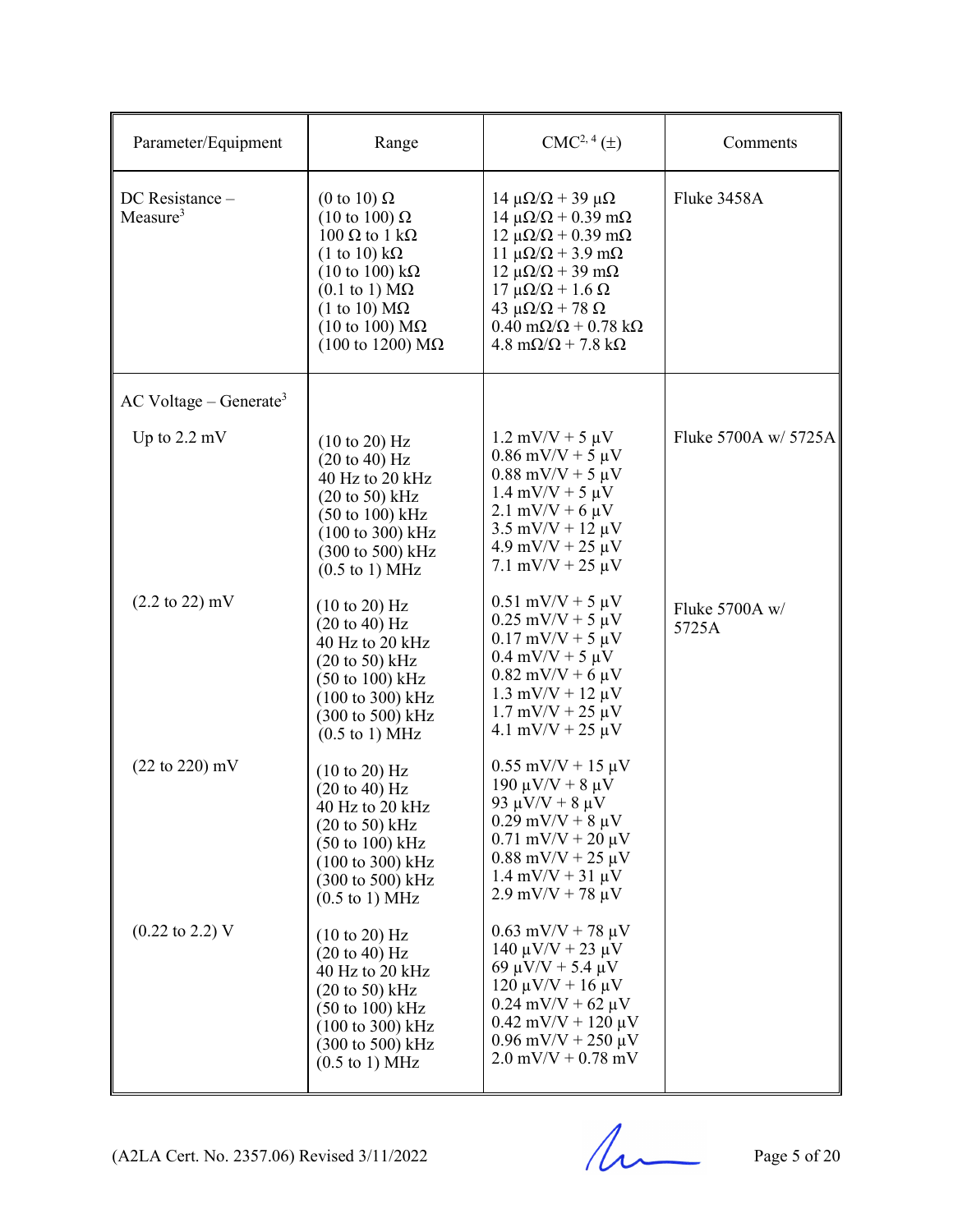| Parameter/Equipment | Range | CMC[2, 4] (±) | Comments |
|---|---|---|---|
| DC Resistance – Measure[3] | (0 to 10) Ω<br>(10 to 100) Ω<br>100 Ω to 1 kΩ<br>(1 to 10) kΩ<br>(10 to 100) kΩ<br>(0.1 to 1) MΩ<br>(1 to 10) MΩ<br>(10 to 100) MΩ<br>(100 to 1200) MΩ | 14 μΩ/Ω + 39 μΩ<br>14 μΩ/Ω + 0.39 mΩ<br>12 μΩ/Ω + 0.39 mΩ<br>11 μΩ/Ω + 3.9 mΩ<br>12 μΩ/Ω + 39 mΩ<br>17 μΩ/Ω + 1.6 Ω<br>43 μΩ/Ω + 78 Ω<br>0.40 mΩ/Ω + 0.78 kΩ<br>4.8 mΩ/Ω + 7.8 kΩ | Fluke 3458A |
| AC Voltage – Generate[3] | | | |
| Up to 2.2 mV | (10 to 20) Hz<br>(20 to 40) Hz<br>40 Hz to 20 kHz<br>(20 to 50) kHz<br>(50 to 100) kHz<br>(100 to 300) kHz<br>(300 to 500) kHz<br>(0.5 to 1) MHz | 1.2 mV/V + 5 μV<br>0.86 mV/V + 5 μV<br>0.88 mV/V + 5 μV<br>1.4 mV/V + 5 μV<br>2.1 mV/V + 6 μV<br>3.5 mV/V + 12 μV<br>4.9 mV/V + 25 μV<br>7.1 mV/V + 25 μV | Fluke 5700A w/ 5725A |
| (2.2 to 22) mV | (10 to 20) Hz<br>(20 to 40) Hz<br>40 Hz to 20 kHz<br>(20 to 50) kHz<br>(50 to 100) kHz<br>(100 to 300) kHz<br>(300 to 500) kHz<br>(0.5 to 1) MHz | 0.51 mV/V + 5 μV<br>0.25 mV/V + 5 μV<br>0.17 mV/V + 5 μV<br>0.4 mV/V + 5 μV<br>0.82 mV/V + 6 μV<br>1.3 mV/V + 12 μV<br>1.7 mV/V + 25 μV<br>4.1 mV/V + 25 μV | Fluke 5700A w/ 5725A |
| (22 to 220) mV | (10 to 20) Hz<br>(20 to 40) Hz<br>40 Hz to 20 kHz<br>(20 to 50) kHz<br>(50 to 100) kHz<br>(100 to 300) kHz<br>(300 to 500) kHz<br>(0.5 to 1) MHz | 0.55 mV/V + 15 μV<br>190 μV/V + 8 μV<br>93 μV/V + 8 μV<br>0.29 mV/V + 8 μV<br>0.71 mV/V + 20 μV<br>0.88 mV/V + 25 μV<br>1.4 mV/V + 31 μV<br>2.9 mV/V + 78 μV | |
| (0.22 to 2.2) V | (10 to 20) Hz<br>(20 to 40) Hz<br>40 Hz to 20 kHz<br>(20 to 50) kHz<br>(50 to 100) kHz<br>(100 to 300) kHz<br>(300 to 500) kHz<br>(0.5 to 1) MHz | 0.63 mV/V + 78 μV<br>140 μV/V + 23 μV<br>69 μV/V + 5.4 μV<br>120 μV/V + 16 μV<br>0.24 mV/V + 62 μV<br>0.42 mV/V + 120 μV<br>0.96 mV/V + 250 μV<br>2.0 mV/V + 0.78 mV | |

(A2LA Cert. No. 2357.06) Revised 3/11/2022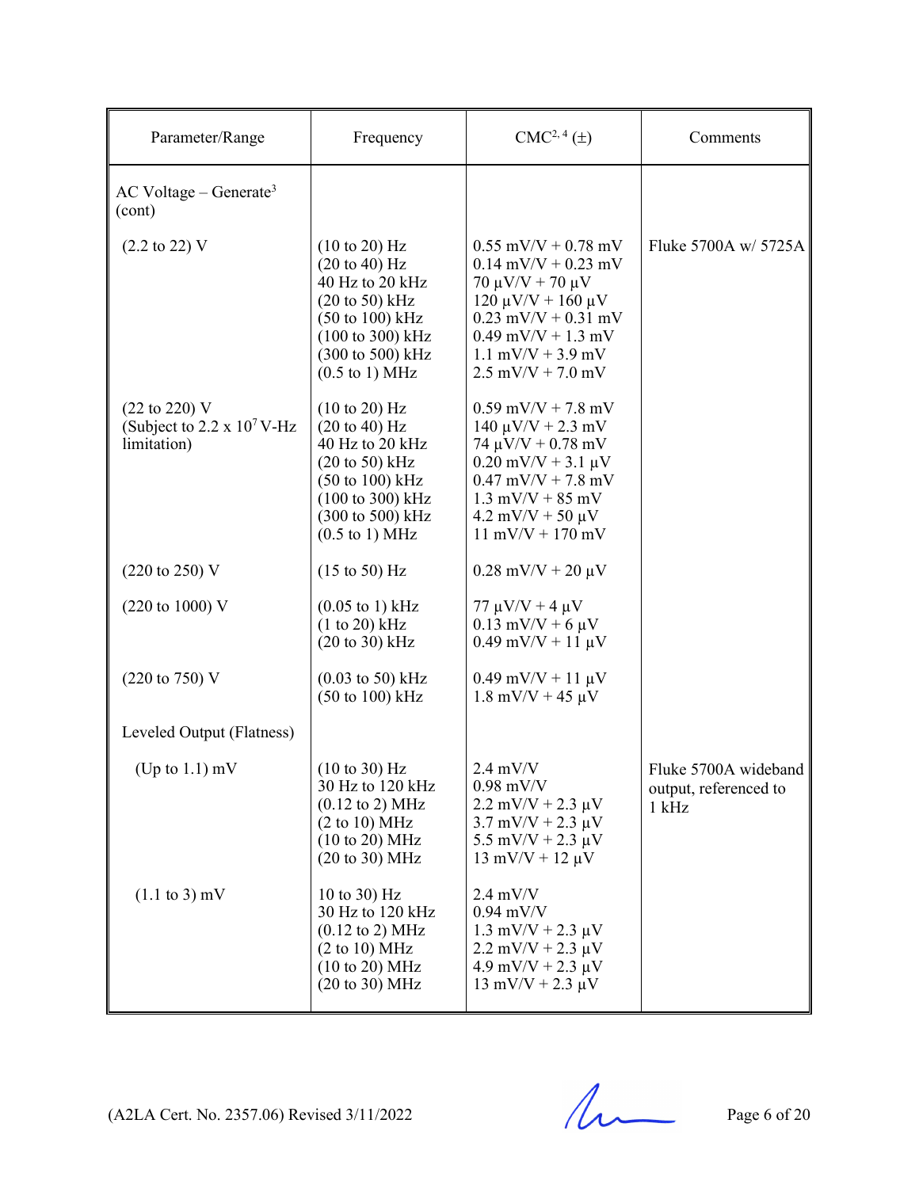| Parameter/Range | Frequency | CMC[2, 4] (±) | Comments |
|---|---|---|---|
| AC Voltage – Generate[3] (cont) | | | |
| (2.2 to 22) V | (10 to 20) Hz<br>(20 to 40) Hz<br>40 Hz to 20 kHz<br>(20 to 50) kHz<br>(50 to 100) kHz<br>(100 to 300) kHz<br>(300 to 500) kHz<br>(0.5 to 1) MHz | 0.55 mV/V + 0.78 mV<br>0.14 mV/V + 0.23 mV<br>70 µV/V + 70 µV<br>120 µV/V + 160 µV<br>0.23 mV/V + 0.31 mV<br>0.49 mV/V + 1.3 mV<br>1.1 mV/V + 3.9 mV<br>2.5 mV/V + 7.0 mV | Fluke 5700A w/ 5725A |
| (22 to 220) V<br>(Subject to 2.2 x $10^7$ V-Hz limitation) | (10 to 20) Hz<br>(20 to 40) Hz<br>40 Hz to 20 kHz<br>(20 to 50) kHz<br>(50 to 100) kHz<br>(100 to 300) kHz<br>(300 to 500) kHz<br>(0.5 to 1) MHz | 0.59 mV/V + 7.8 mV<br>140 µV/V + 2.3 mV<br>74 µV/V + 0.78 mV<br>0.20 mV/V + 3.1 µV<br>0.47 mV/V + 7.8 mV<br>1.3 mV/V + 85 mV<br>4.2 mV/V + 50 µV<br>11 mV/V + 170 mV | |
| (220 to 250) V | (15 to 50) Hz | 0.28 mV/V + 20 µV | |
| (220 to 1000) V | (0.05 to 1) kHz<br>(1 to 20) kHz<br>(20 to 30) kHz | 77 µV/V + 4 µV<br>0.13 mV/V + 6 µV<br>0.49 mV/V + 11 µV | |
| (220 to 750) V | (0.03 to 50) kHz<br>(50 to 100) kHz | 0.49 mV/V + 11 µV<br>1.8 mV/V + 45 µV | |
| Leveled Output (Flatness) | | | |
| (Up to 1.1) mV | (10 to 30) Hz<br>30 Hz to 120 kHz<br>(0.12 to 2) MHz<br>(2 to 10) MHz<br>(10 to 20) MHz<br>(20 to 30) MHz | 2.4 mV/V<br>0.98 mV/V<br>2.2 mV/V + 2.3 µV<br>3.7 mV/V + 2.3 µV<br>5.5 mV/V + 2.3 µV<br>13 mV/V + 12 µV | Fluke 5700A wideband output, referenced to 1 kHz |
| (1.1 to 3) mV | 10 to 30) Hz<br>30 Hz to 120 kHz<br>(0.12 to 2) MHz<br>(2 to 10) MHz<br>(10 to 20) MHz<br>(20 to 30) MHz | 2.4 mV/V<br>0.94 mV/V<br>1.3 mV/V + 2.3 µV<br>2.2 mV/V + 2.3 µV<br>4.9 mV/V + 2.3 µV<br>13 mV/V + 2.3 µV | |

(A2LA Cert. No. 2357.06) Revised 3/11/2022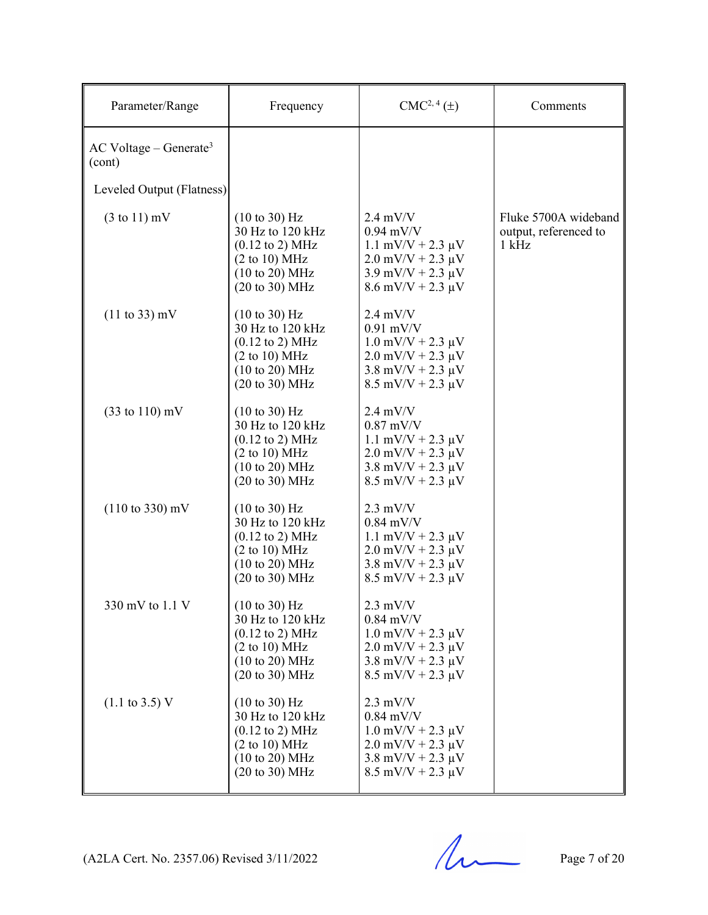| Parameter/Range | Frequency | CMC[2, 4] (±) | Comments |
|---|---|---|---|
| AC Voltage – Generate[3] (cont) | | | |
| Leveled Output (Flatness) | | | |
| (3 to 11) mV | (10 to 30) Hz<br>30 Hz to 120 kHz<br>(0.12 to 2) MHz<br>(2 to 10) MHz<br>(10 to 20) MHz<br>(20 to 30) MHz | 2.4 mV/V<br>0.94 mV/V<br>1.1 mV/V + 2.3 µV<br>2.0 mV/V + 2.3 µV<br>3.9 mV/V + 2.3 µV<br>8.6 mV/V + 2.3 µV | Fluke 5700A wideband output, referenced to 1 kHz |
| (11 to 33) mV | (10 to 30) Hz<br>30 Hz to 120 kHz<br>(0.12 to 2) MHz<br>(2 to 10) MHz<br>(10 to 20) MHz<br>(20 to 30) MHz | 2.4 mV/V<br>0.91 mV/V<br>1.0 mV/V + 2.3 µV<br>2.0 mV/V + 2.3 µV<br>3.8 mV/V + 2.3 µV<br>8.5 mV/V + 2.3 µV | |
| (33 to 110) mV | (10 to 30) Hz<br>30 Hz to 120 kHz<br>(0.12 to 2) MHz<br>(2 to 10) MHz<br>(10 to 20) MHz<br>(20 to 30) MHz | 2.4 mV/V<br>0.87 mV/V<br>1.1 mV/V + 2.3 µV<br>2.0 mV/V + 2.3 µV<br>3.8 mV/V + 2.3 µV<br>8.5 mV/V + 2.3 µV | |
| (110 to 330) mV | (10 to 30) Hz<br>30 Hz to 120 kHz<br>(0.12 to 2) MHz<br>(2 to 10) MHz<br>(10 to 20) MHz<br>(20 to 30) MHz | 2.3 mV/V<br>0.84 mV/V<br>1.1 mV/V + 2.3 µV<br>2.0 mV/V + 2.3 µV<br>3.8 mV/V + 2.3 µV<br>8.5 mV/V + 2.3 µV | |
| 330 mV to 1.1 V | (10 to 30) Hz<br>30 Hz to 120 kHz<br>(0.12 to 2) MHz<br>(2 to 10) MHz<br>(10 to 20) MHz<br>(20 to 30) MHz | 2.3 mV/V<br>0.84 mV/V<br>1.0 mV/V + 2.3 µV<br>2.0 mV/V + 2.3 µV<br>3.8 mV/V + 2.3 µV<br>8.5 mV/V + 2.3 µV | |
| (1.1 to 3.5) V | (10 to 30) Hz<br>30 Hz to 120 kHz<br>(0.12 to 2) MHz<br>(2 to 10) MHz<br>(10 to 20) MHz<br>(20 to 30) MHz | 2.3 mV/V<br>0.84 mV/V<br>1.0 mV/V + 2.3 µV<br>2.0 mV/V + 2.3 µV<br>3.8 mV/V + 2.3 µV<br>8.5 mV/V + 2.3 µV | |

(A2LA Cert. No. 2357.06) Revised 3/11/2022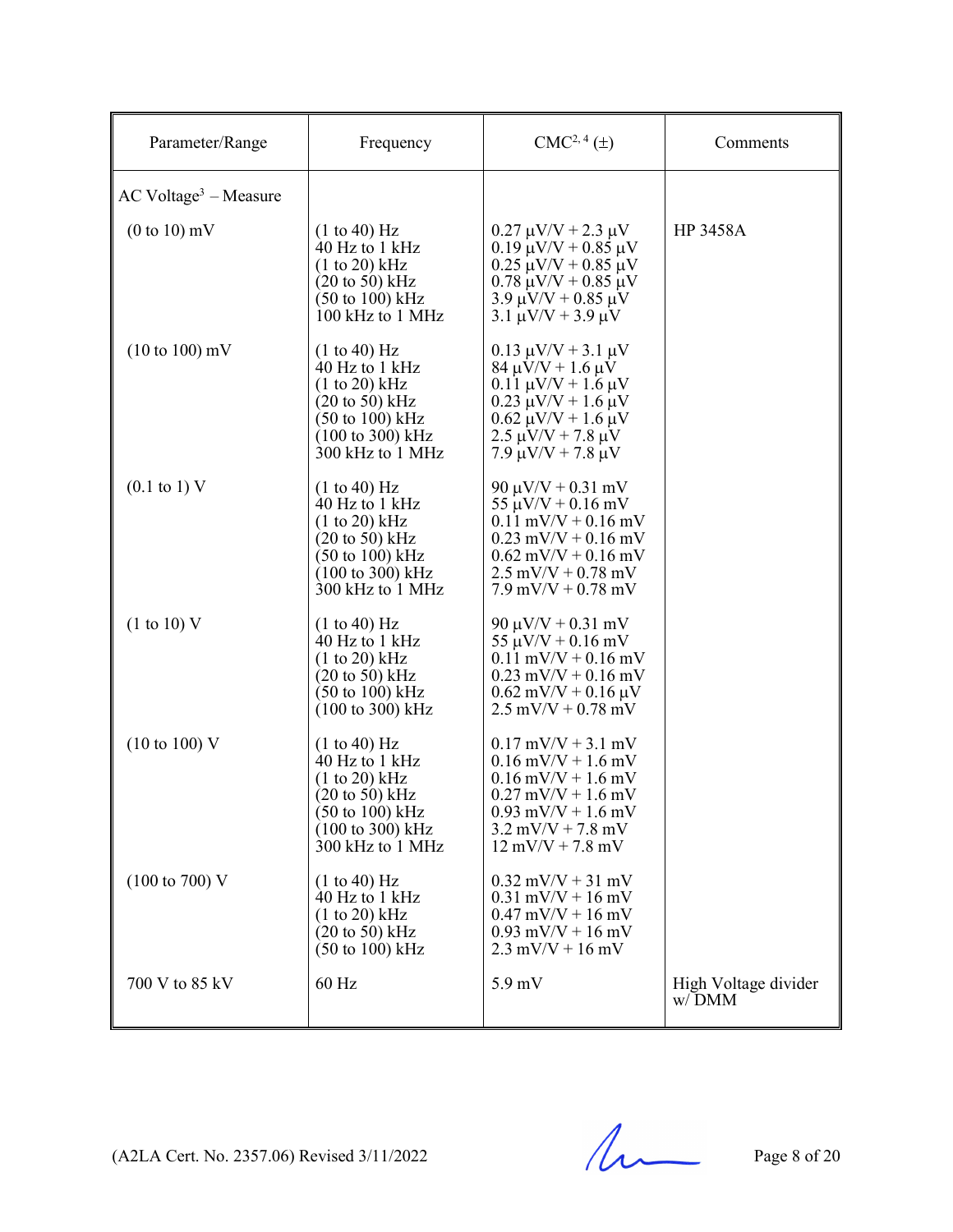| Parameter/Range | Frequency | CMC[2, 4] (±) | Comments |
|---|---|---|---|
| AC Voltage[3] – Measure | | | |
| (0 to 10) mV | (1 to 40) Hz<br>40 Hz to 1 kHz<br>(1 to 20) kHz<br>(20 to 50) kHz<br>(50 to 100) kHz<br>100 kHz to 1 MHz | 0.27 µV/V + 2.3 µV<br>0.19 µV/V + 0.85 µV<br>0.25 µV/V + 0.85 µV<br>0.78 µV/V + 0.85 µV<br>3.9 µV/V + 0.85 µV<br>3.1 µV/V + 3.9 µV | HP 3458A |
| (10 to 100) mV | (1 to 40) Hz<br>40 Hz to 1 kHz<br>(1 to 20) kHz<br>(20 to 50) kHz<br>(50 to 100) kHz<br>(100 to 300) kHz<br>300 kHz to 1 MHz | 0.13 µV/V + 3.1 µV<br>84 µV/V + 1.6 µV<br>0.11 µV/V + 1.6 µV<br>0.23 µV/V + 1.6 µV<br>0.62 µV/V + 1.6 µV<br>2.5 µV/V + 7.8 µV<br>7.9 µV/V + 7.8 µV | |
| (0.1 to 1) V | (1 to 40) Hz<br>40 Hz to 1 kHz<br>(1 to 20) kHz<br>(20 to 50) kHz<br>(50 to 100) kHz<br>(100 to 300) kHz<br>300 kHz to 1 MHz | 90 µV/V + 0.31 mV<br>55 µV/V + 0.16 mV<br>0.11 mV/V + 0.16 mV<br>0.23 mV/V + 0.16 mV<br>0.62 mV/V + 0.16 mV<br>2.5 mV/V + 0.78 mV<br>7.9 mV/V + 0.78 mV | |
| (1 to 10) V | (1 to 40) Hz<br>40 Hz to 1 kHz<br>(1 to 20) kHz<br>(20 to 50) kHz<br>(50 to 100) kHz<br>(100 to 300) kHz | 90 µV/V + 0.31 mV<br>55 µV/V + 0.16 mV<br>0.11 mV/V + 0.16 mV<br>0.23 mV/V + 0.16 mV<br>0.62 mV/V + 0.16 µV<br>2.5 mV/V + 0.78 mV | |
| (10 to 100) V | (1 to 40) Hz<br>40 Hz to 1 kHz<br>(1 to 20) kHz<br>(20 to 50) kHz<br>(50 to 100) kHz<br>(100 to 300) kHz<br>300 kHz to 1 MHz | 0.17 mV/V + 3.1 mV<br>0.16 mV/V + 1.6 mV<br>0.16 mV/V + 1.6 mV<br>0.27 mV/V + 1.6 mV<br>0.93 mV/V + 1.6 mV<br>3.2 mV/V + 7.8 mV<br>12 mV/V + 7.8 mV | |
| (100 to 700) V | (1 to 40) Hz<br>40 Hz to 1 kHz<br>(1 to 20) kHz<br>(20 to 50) kHz<br>(50 to 100) kHz | 0.32 mV/V + 31 mV<br>0.31 mV/V + 16 mV<br>0.47 mV/V + 16 mV<br>0.93 mV/V + 16 mV<br>2.3 mV/V + 16 mV | |
| 700 V to 85 kV | 60 Hz | 5.9 mV | High Voltage divider w/ DMM |

(A2LA Cert. No. 2357.06) Revised 3/11/2022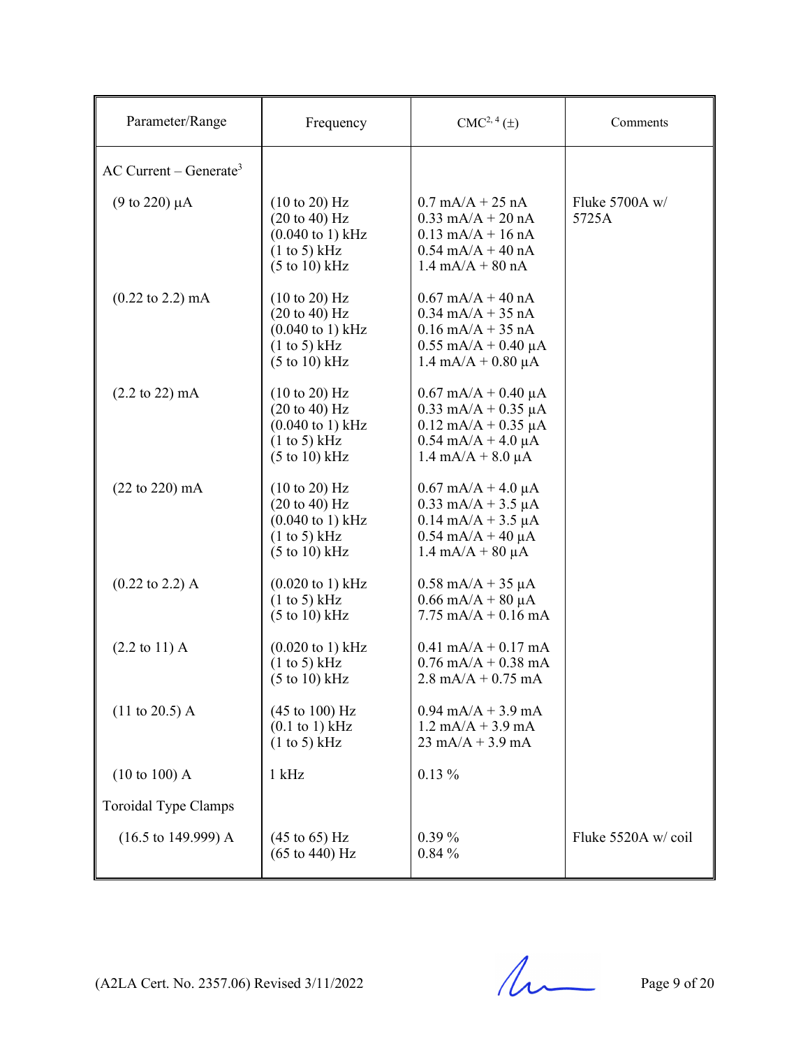| Parameter/Range | Frequency | CMC[2, 4] (±) | Comments |
|---|---|---|---|
| AC Current – Generate[3] | | | |
| (9 to 220) µA | (10 to 20) Hz<br>(20 to 40) Hz<br>(0.040 to 1) kHz<br>(1 to 5) kHz<br>(5 to 10) kHz | 0.7 mA/A + 25 nA<br>0.33 mA/A + 20 nA<br>0.13 mA/A + 16 nA<br>0.54 mA/A + 40 nA<br>1.4 mA/A + 80 nA | Fluke 5700A w/ 5725A |
| (0.22 to 2.2) mA | (10 to 20) Hz<br>(20 to 40) Hz<br>(0.040 to 1) kHz<br>(1 to 5) kHz<br>(5 to 10) kHz | 0.67 mA/A + 40 nA<br>0.34 mA/A + 35 nA<br>0.16 mA/A + 35 nA<br>0.55 mA/A + 0.40 µA<br>1.4 mA/A + 0.80 µA | |
| (2.2 to 22) mA | (10 to 20) Hz<br>(20 to 40) Hz<br>(0.040 to 1) kHz<br>(1 to 5) kHz<br>(5 to 10) kHz | 0.67 mA/A + 0.40 µA<br>0.33 mA/A + 0.35 µA<br>0.12 mA/A + 0.35 µA<br>0.54 mA/A + 4.0 µA<br>1.4 mA/A + 8.0 µA | |
| (22 to 220) mA | (10 to 20) Hz<br>(20 to 40) Hz<br>(0.040 to 1) kHz<br>(1 to 5) kHz<br>(5 to 10) kHz | 0.67 mA/A + 4.0 µA<br>0.33 mA/A + 3.5 µA<br>0.14 mA/A + 3.5 µA<br>0.54 mA/A + 40 µA<br>1.4 mA/A + 80 µA | |
| (0.22 to 2.2) A | (0.020 to 1) kHz<br>(1 to 5) kHz<br>(5 to 10) kHz | 0.58 mA/A + 35 µA<br>0.66 mA/A + 80 µA<br>7.75 mA/A + 0.16 mA | |
| (2.2 to 11) A | (0.020 to 1) kHz<br>(1 to 5) kHz<br>(5 to 10) kHz | 0.41 mA/A + 0.17 mA<br>0.76 mA/A + 0.38 mA<br>2.8 mA/A + 0.75 mA | |
| (11 to 20.5) A | (45 to 100) Hz<br>(0.1 to 1) kHz<br>(1 to 5) kHz | 0.94 mA/A + 3.9 mA<br>1.2 mA/A + 3.9 mA<br>23 mA/A + 3.9 mA | |
| (10 to 100) A | 1 kHz | 0.13 % | |
| Toroidal Type Clamps | | | |
| (16.5 to 149.999) A | (45 to 65) Hz<br>(65 to 440) Hz | 0.39 %<br>0.84 % | Fluke 5520A w/ coil |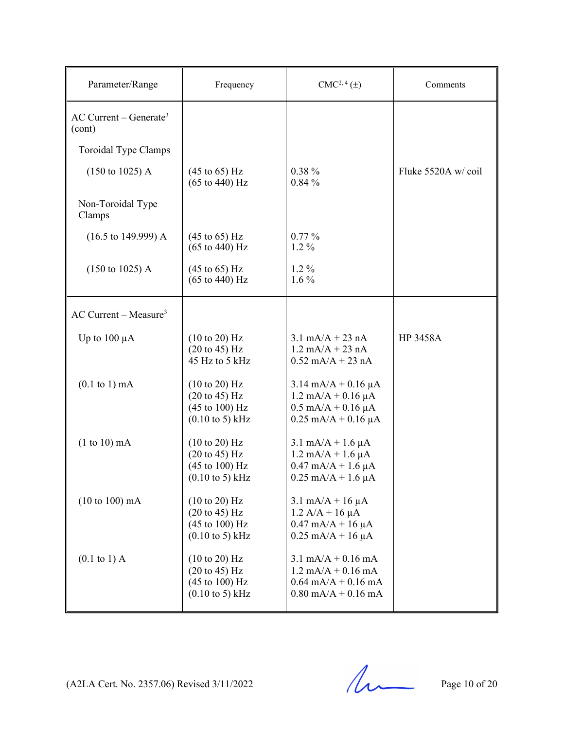| Parameter/Range | Frequency | CMC[2, 4] (±) | Comments |
|---|---|---|---|
| AC Current – Generate[3] (cont) | | | |
| Toroidal Type Clamps | | | |
| (150 to 1025) A | (45 to 65) Hz<br>(65 to 440) Hz | 0.38 %<br>0.84 % | Fluke 5520A w/ coil |
| Non-Toroidal Type Clamps | | | |
| (16.5 to 149.999) A | (45 to 65) Hz<br>(65 to 440) Hz | 0.77 %<br>1.2 % | |
| (150 to 1025) A | (45 to 65) Hz<br>(65 to 440) Hz | 1.2 %<br>1.6 % | |
| AC Current – Measure[3] | | | |
| Up to 100 µA | (10 to 20) Hz<br>(20 to 45) Hz<br>45 Hz to 5 kHz | 3.1 mA/A + 23 nA<br>1.2 mA/A + 23 nA<br>0.52 mA/A + 23 nA | HP 3458A |
| (0.1 to 1) mA | (10 to 20) Hz<br>(20 to 45) Hz<br>(45 to 100) Hz<br>(0.10 to 5) kHz | 3.14 mA/A + 0.16 µA<br>1.2 mA/A + 0.16 µA<br>0.5 mA/A + 0.16 µA<br>0.25 mA/A + 0.16 µA | |
| (1 to 10) mA | (10 to 20) Hz<br>(20 to 45) Hz<br>(45 to 100) Hz<br>(0.10 to 5) kHz | 3.1 mA/A + 1.6 µA<br>1.2 mA/A + 1.6 µA<br>0.47 mA/A + 1.6 µA<br>0.25 mA/A + 1.6 µA | |
| (10 to 100) mA | (10 to 20) Hz<br>(20 to 45) Hz<br>(45 to 100) Hz<br>(0.10 to 5) kHz | 3.1 mA/A + 16 µA<br>1.2 A/A + 16 µA<br>0.47 mA/A + 16 µA<br>0.25 mA/A + 16 µA | |
| (0.1 to 1) A | (10 to 20) Hz<br>(20 to 45) Hz<br>(45 to 100) Hz<br>(0.10 to 5) kHz | 3.1 mA/A + 0.16 mA<br>1.2 mA/A + 0.16 mA<br>0.64 mA/A + 0.16 mA<br>0.80 mA/A + 0.16 mA | |

(A2LA Cert. No. 2357.06) Revised 3/11/2022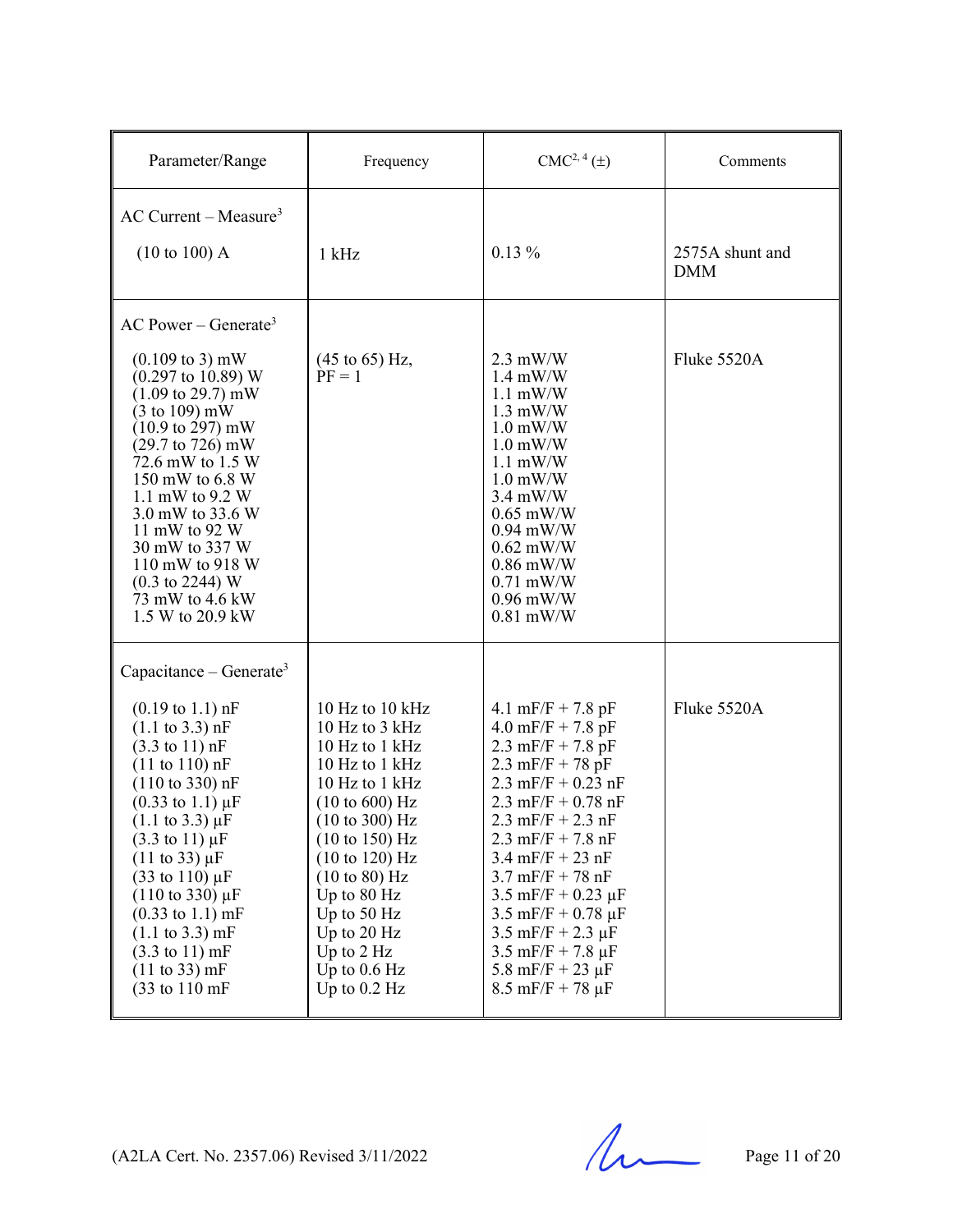| Parameter/Range | Frequency | CMC[2, 4] (±) | Comments |
|---|---|---|---|
| AC Current – Measure[3] | | | |
| (10 to 100) A | 1 kHz | 0.13 % | 2575A shunt and DMM |
| AC Power – Generate[3] | | | |
| (0.109 to 3) mW<br>(0.297 to 10.89) W<br>(1.09 to 29.7) mW<br>(3 to 109) mW<br>(10.9 to 297) mW<br>(29.7 to 726) mW<br>72.6 mW to 1.5 W<br>150 mW to 6.8 W<br>1.1 mW to 9.2 W<br>3.0 mW to 33.6 W<br>11 mW to 92 W<br>30 mW to 337 W<br>110 mW to 918 W<br>(0.3 to 2244) W<br>73 mW to 4.6 kW<br>1.5 W to 20.9 kW | (45 to 65) Hz, PF = 1 | 2.3 mW/W<br>1.4 mW/W<br>1.1 mW/W<br>1.3 mW/W<br>1.0 mW/W<br>1.0 mW/W<br>1.1 mW/W<br>1.0 mW/W<br>3.4 mW/W<br>0.65 mW/W<br>0.94 mW/W<br>0.62 mW/W<br>0.86 mW/W<br>0.71 mW/W<br>0.96 mW/W<br>0.81 mW/W | Fluke 5520A |
| Capacitance – Generate[3] | | | |
| (0.19 to 1.1) nF<br>(1.1 to 3.3) nF<br>(3.3 to 11) nF<br>(11 to 110) nF<br>(110 to 330) nF<br>(0.33 to 1.1) µF<br>(1.1 to 3.3) µF<br>(3.3 to 11) µF<br>(11 to 33) µF<br>(33 to 110) µF<br>(110 to 330) µF<br>(0.33 to 1.1) mF<br>(1.1 to 3.3) mF<br>(3.3 to 11) mF<br>(11 to 33) mF<br>(33 to 110 mF | 10 Hz to 10 kHz<br>10 Hz to 3 kHz<br>10 Hz to 1 kHz<br>10 Hz to 1 kHz<br>10 Hz to 1 kHz<br>(10 to 600) Hz<br>(10 to 300) Hz<br>(10 to 150) Hz<br>(10 to 120) Hz<br>(10 to 80) Hz<br>Up to 80 Hz<br>Up to 50 Hz<br>Up to 20 Hz<br>Up to 2 Hz<br>Up to 0.6 Hz<br>Up to 0.2 Hz | 4.1 mF/F + 7.8 pF<br>4.0 mF/F + 7.8 pF<br>2.3 mF/F + 7.8 pF<br>2.3 mF/F + 78 pF<br>2.3 mF/F + 0.23 nF<br>2.3 mF/F + 0.78 nF<br>2.3 mF/F + 2.3 nF<br>2.3 mF/F + 7.8 nF<br>3.4 mF/F + 23 nF<br>3.7 mF/F + 78 nF<br>3.5 mF/F + 0.23 µF<br>3.5 mF/F + 0.78 µF<br>3.5 mF/F + 2.3 µF<br>3.5 mF/F + 7.8 µF<br>5.8 mF/F + 23 µF<br>8.5 mF/F + 78 µF | Fluke 5520A |

(A2LA Cert. No. 2357.06) Revised 3/11/2022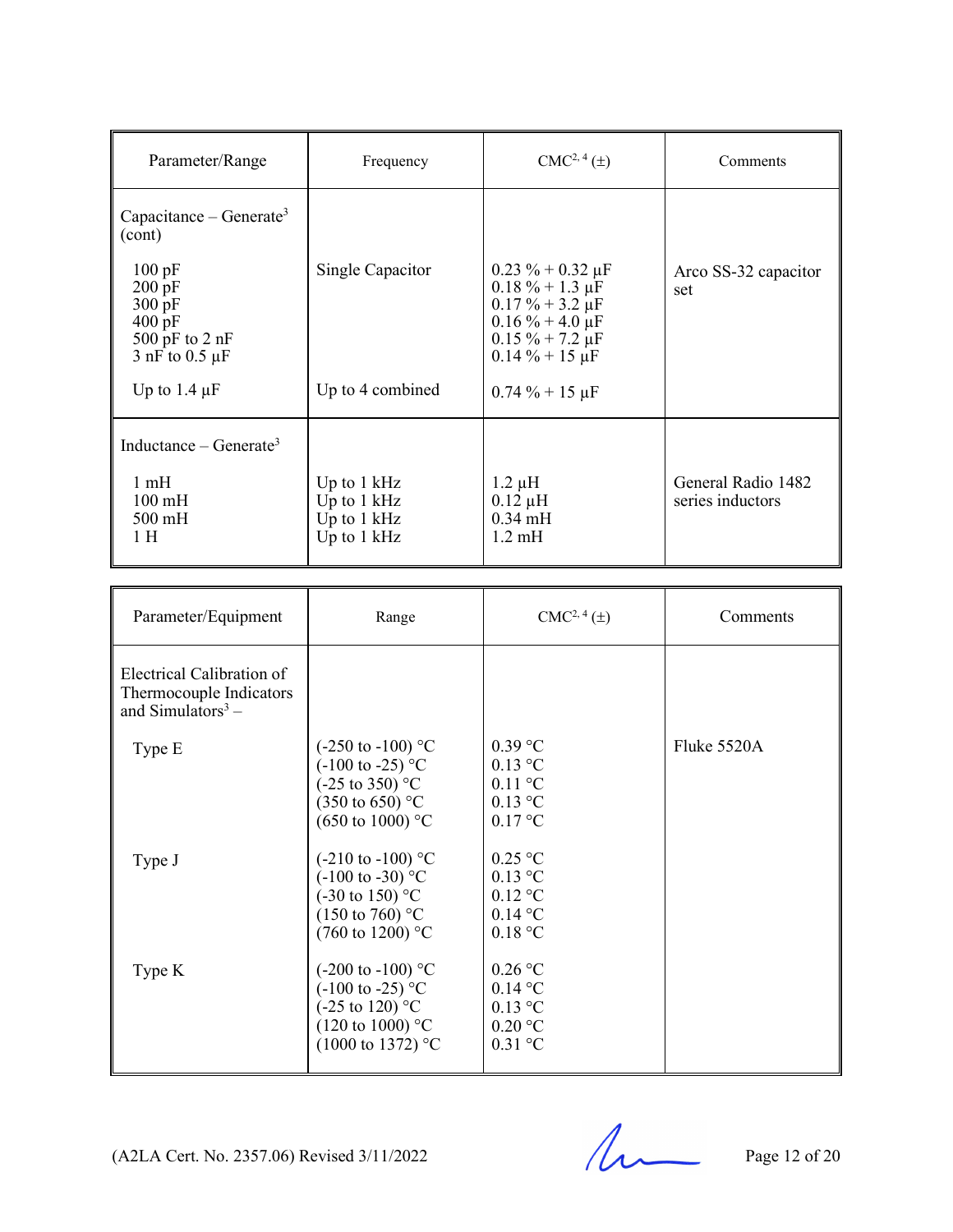| Parameter/Range | Frequency | CMC[2, 4] (±) | Comments |
|---|---|---|---|
| Capacitance – Generate[3] (cont) | | | |
| 100 pF<br>200 pF<br>300 pF<br>400 pF<br>500 pF to 2 nF<br>3 nF to 0.5 µF | Single Capacitor | 0.23 % + 0.32 µF<br>0.18 % + 1.3 µF<br>0.17 % + 3.2 µF<br>0.16 % + 4.0 µF<br>0.15 % + 7.2 µF<br>0.14 % + 15 µF | Arco SS-32 capacitor set |
| Up to 1.4 µF | Up to 4 combined | 0.74 % + 15 µF | |
| Inductance – Generate[3] | | | |
| 1 mH<br>100 mH<br>500 mH<br>1 H | Up to 1 kHz<br>Up to 1 kHz<br>Up to 1 kHz<br>Up to 1 kHz | 1.2 µH<br>0.12 µH<br>0.34 mH<br>1.2 mH | General Radio 1482 series inductors |

| Parameter/Equipment | Range | CMC[2, 4] (±) | Comments |
|---|---|---|---|
| Electrical Calibration of Thermocouple Indicators and Simulators[3] – | | | |
| Type E | (-250 to -100) °C<br>(-100 to -25) °C<br>(-25 to 350) °C<br>(350 to 650) °C<br>(650 to 1000) °C | 0.39 °C<br>0.13 °C<br>0.11 °C<br>0.13 °C<br>0.17 °C | Fluke 5520A |
| Type J | (-210 to -100) °C<br>(-100 to -30) °C<br>(-30 to 150) °C<br>(150 to 760) °C<br>(760 to 1200) °C | 0.25 °C<br>0.13 °C<br>0.12 °C<br>0.14 °C<br>0.18 °C | |
| Type K | (-200 to -100) °C<br>(-100 to -25) °C<br>(-25 to 120) °C<br>(120 to 1000) °C<br>(1000 to 1372) °C | 0.26 °C<br>0.14 °C<br>0.13 °C<br>0.20 °C<br>0.31 °C | |

(A2LA Cert. No. 2357.06) Revised 3/11/2022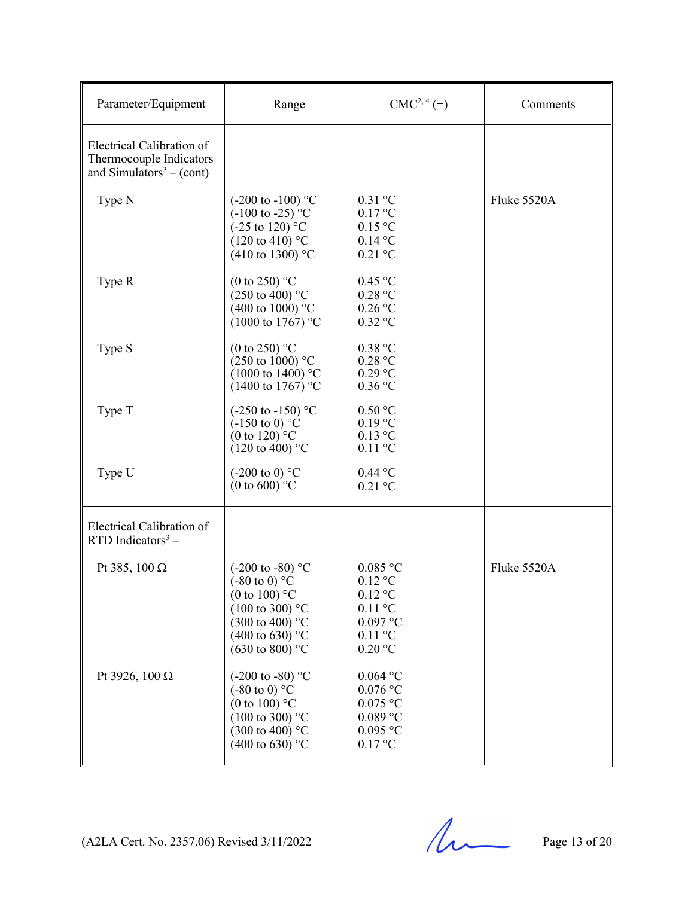| Parameter/Equipment | Range | CMC[2, 4] (±) | Comments |
|---|---|---|---|
| Electrical Calibration of Thermocouple Indicators and Simulators[3] – (cont) | | | |
| Type N | (-200 to -100) °C<br>(-100 to -25) °C<br>(-25 to 120) °C<br>(120 to 410) °C<br>(410 to 1300) °C | 0.31 °C<br>0.17 °C<br>0.15 °C<br>0.14 °C<br>0.21 °C | Fluke 5520A |
| Type R | (0 to 250) °C<br>(250 to 400) °C<br>(400 to 1000) °C<br>(1000 to 1767) °C | 0.45 °C<br>0.28 °C<br>0.26 °C<br>0.32 °C | |
| Type S | (0 to 250) °C<br>(250 to 1000) °C<br>(1000 to 1400) °C<br>(1400 to 1767) °C | 0.38 °C<br>0.28 °C<br>0.29 °C<br>0.36 °C | |
| Type T | (-250 to -150) °C<br>(-150 to 0) °C<br>(0 to 120) °C<br>(120 to 400) °C | 0.50 °C<br>0.19 °C<br>0.13 °C<br>0.11 °C | |
| Type U | (-200 to 0) °C<br>(0 to 600) °C | 0.44 °C<br>0.21 °C | |
| Electrical Calibration of RTD Indicators[3] – | | | |
| Pt 385, 100 Ω | (-200 to -80) °C<br>(-80 to 0) °C<br>(0 to 100) °C<br>(100 to 300) °C<br>(300 to 400) °C<br>(400 to 630) °C<br>(630 to 800) °C | 0.085 °C<br>0.12 °C<br>0.12 °C<br>0.11 °C<br>0.097 °C<br>0.11 °C<br>0.20 °C | Fluke 5520A |
| Pt 3926, 100 Ω | (-200 to -80) °C<br>(-80 to 0) °C<br>(0 to 100) °C<br>(100 to 300) °C<br>(300 to 400) °C<br>(400 to 630) °C | 0.064 °C<br>0.076 °C<br>0.075 °C<br>0.089 °C<br>0.095 °C<br>0.17 °C | |

(A2LA Cert. No. 2357.06) Revised 3/11/2022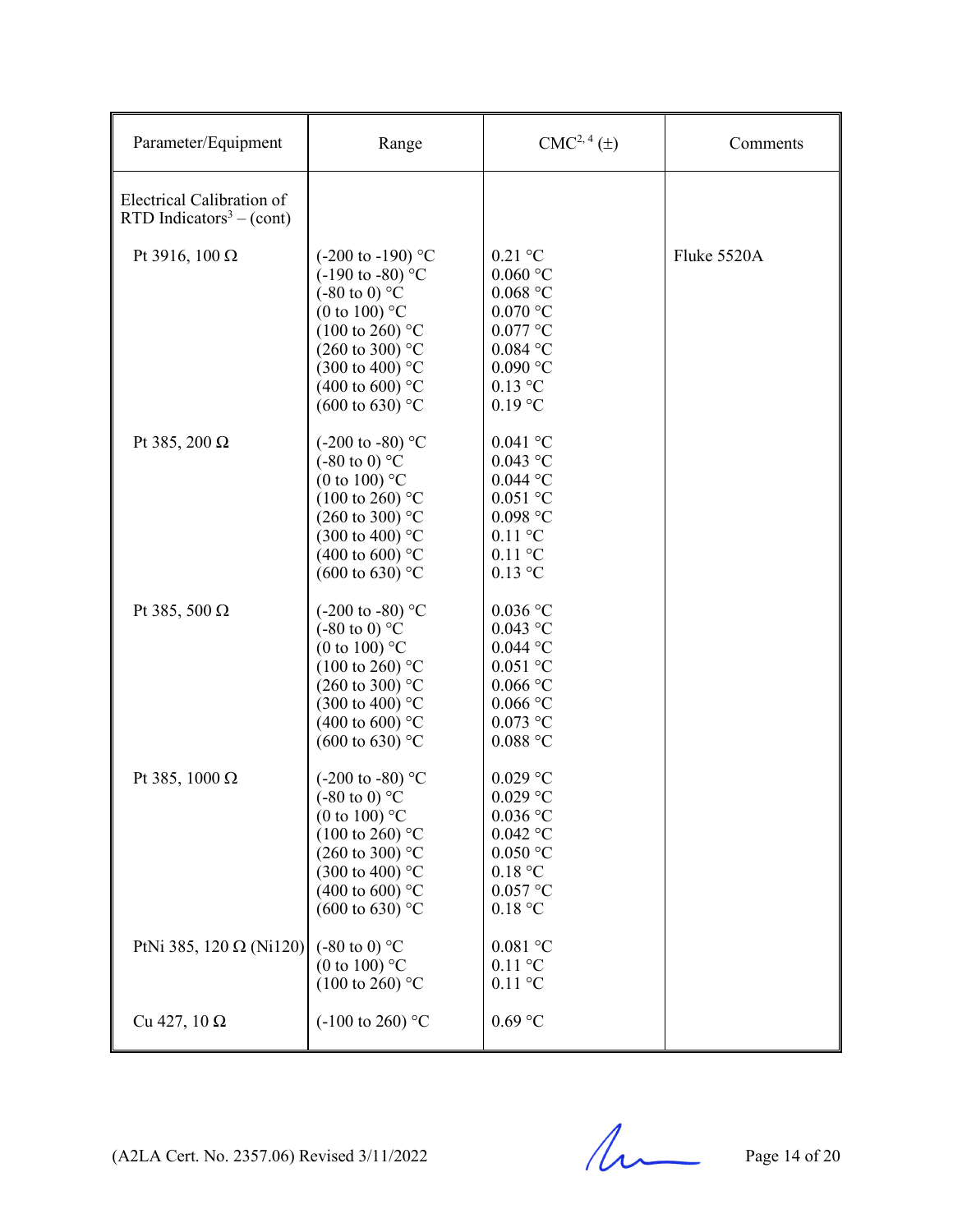| Parameter/Equipment | Range | CMC[2, 4] (±) | Comments |
|---|---|---|---|
| Electrical Calibration of RTD Indicators[3] – (cont) | | | |
| Pt 3916, 100 Ω | (-200 to -190) °C<br>(-190 to -80) °C<br>(-80 to 0) °C<br>(0 to 100) °C<br>(100 to 260) °C<br>(260 to 300) °C<br>(300 to 400) °C<br>(400 to 600) °C<br>(600 to 630) °C | 0.21 °C<br>0.060 °C<br>0.068 °C<br>0.070 °C<br>0.077 °C<br>0.084 °C<br>0.090 °C<br>0.13 °C<br>0.19 °C | Fluke 5520A |
| Pt 385, 200 Ω | (-200 to -80) °C<br>(-80 to 0) °C<br>(0 to 100) °C<br>(100 to 260) °C<br>(260 to 300) °C<br>(300 to 400) °C<br>(400 to 600) °C<br>(600 to 630) °C | 0.041 °C<br>0.043 °C<br>0.044 °C<br>0.051 °C<br>0.098 °C<br>0.11 °C<br>0.11 °C<br>0.13 °C | |
| Pt 385, 500 Ω | (-200 to -80) °C<br>(-80 to 0) °C<br>(0 to 100) °C<br>(100 to 260) °C<br>(260 to 300) °C<br>(300 to 400) °C<br>(400 to 600) °C<br>(600 to 630) °C | 0.036 °C<br>0.043 °C<br>0.044 °C<br>0.051 °C<br>0.066 °C<br>0.066 °C<br>0.073 °C<br>0.088 °C | |
| Pt 385, 1000 Ω | (-200 to -80) °C<br>(-80 to 0) °C<br>(0 to 100) °C<br>(100 to 260) °C<br>(260 to 300) °C<br>(300 to 400) °C<br>(400 to 600) °C<br>(600 to 630) °C | 0.029 °C<br>0.029 °C<br>0.036 °C<br>0.042 °C<br>0.050 °C<br>0.18 °C<br>0.057 °C<br>0.18 °C | |
| PtNi 385, 120 Ω (Ni120) | (-80 to 0) °C<br>(0 to 100) °C<br>(100 to 260) °C | 0.081 °C<br>0.11 °C<br>0.11 °C | |
| Cu 427, 10 Ω | (-100 to 260) °C | 0.69 °C | |

(A2LA Cert. No. 2357.06) Revised 3/11/2022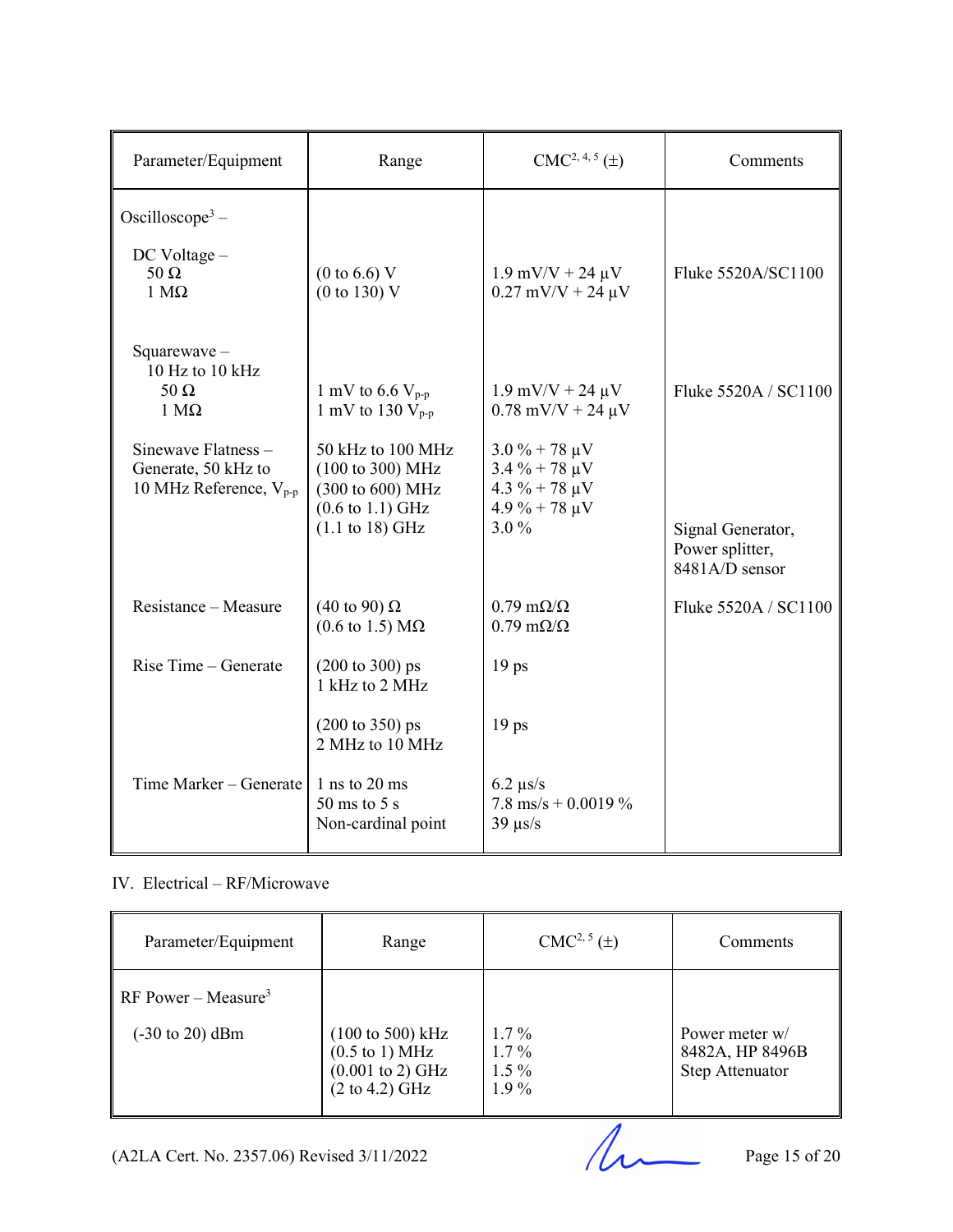| Parameter/Equipment | Range | CMC[2, 4, 5] (±) | Comments |
|---|---|---|---|
| Oscilloscope[3] – | | | |
| DC Voltage – 50 Ω<br>1 MΩ | (0 to 6.6) V<br>(0 to 130) V | 1.9 mV/V + 24 μV<br>0.27 mV/V + 24 μV | Fluke 5520A/SC1100 |
| Squarewave – 10 Hz to 10 kHz<br>50 Ω<br>1 MΩ | <br>1 mV to 6.6 $V_{p-p}$<br>1 mV to 130 $V_{p-p}$ | <br>1.9 mV/V + 24 μV<br>0.78 mV/V + 24 μV | Fluke 5520A / SC1100 |
| Sinewave Flatness – Generate, 50 kHz to 10 MHz Reference, $V_{p-p}$ | 50 kHz to 100 MHz<br>(100 to 300) MHz<br>(300 to 600) MHz<br>(0.6 to 1.1) GHz<br>(1.1 to 18) GHz | 3.0 % + 78 μV<br>3.4 % + 78 μV<br>4.3 % + 78 μV<br>4.9 % + 78 μV<br>3.0 % | <br><br><br><br>Signal Generator, Power splitter, 8481A/D sensor |
| Resistance – Measure | (40 to 90) Ω<br>(0.6 to 1.5) MΩ | 0.79 mΩ/Ω<br>0.79 mΩ/Ω | Fluke 5520A / SC1100 |
| Rise Time – Generate | (200 to 300) ps<br>1 kHz to 2 MHz | 19 ps | |
| | (200 to 350) ps<br>2 MHz to 10 MHz | 19 ps | |
| Time Marker – Generate | 1 ns to 20 ms<br>50 ms to 5 s<br>Non-cardinal point | 6.2 μs/s<br>7.8 ms/s + 0.0019 %<br>39 μs/s | |

IV. Electrical – RF/Microwave

| Parameter/Equipment | Range | CMC[2, 5] (±) | Comments |
|---|---|---|---|
| RF Power – Measure[3] | | | |
| (-30 to 20) dBm | (100 to 500) kHz<br>(0.5 to 1) MHz<br>(0.001 to 2) GHz<br>(2 to 4.2) GHz | 1.7 %<br>1.7 %<br>1.5 %<br>1.9 % | Power meter w/ 8482A, HP 8496B Step Attenuator |

(A2LA Cert. No. 2357.06) Revised 3/11/2022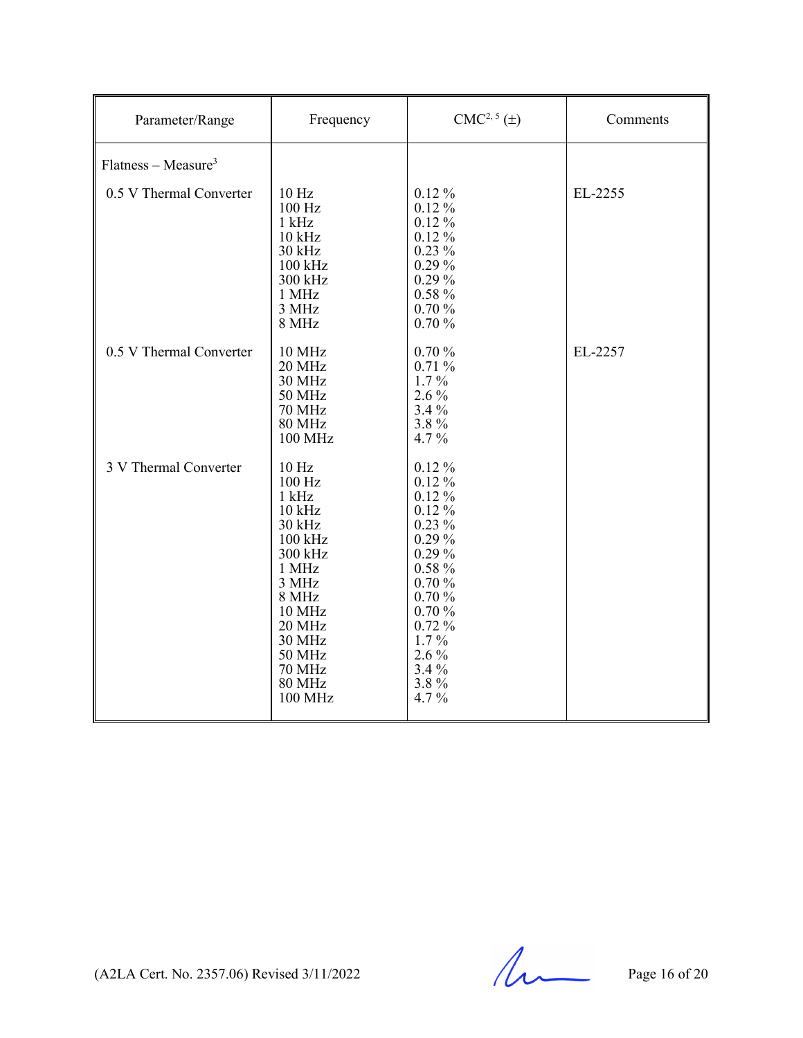| Parameter/Range | Frequency | CMC[2, 5] (±) | Comments |
|---|---|---|---|
| Flatness – Measure[3] | | | |
| 0.5 V Thermal Converter | 10 Hz<br>100 Hz<br>1 kHz<br>10 kHz<br>30 kHz<br>100 kHz<br>300 kHz<br>1 MHz<br>3 MHz<br>8 MHz | 0.12 %<br>0.12 %<br>0.12 %<br>0.12 %<br>0.23 %<br>0.29 %<br>0.29 %<br>0.58 %<br>0.70 %<br>0.70 % | EL-2255 |
| 0.5 V Thermal Converter | 10 MHz<br>20 MHz<br>30 MHz<br>50 MHz<br>70 MHz<br>80 MHz<br>100 MHz | 0.70 %<br>0.71 %<br>1.7 %<br>2.6 %<br>3.4 %<br>3.8 %<br>4.7 % | EL-2257 |
| 3 V Thermal Converter | 10 Hz<br>100 Hz<br>1 kHz<br>10 kHz<br>30 kHz<br>100 kHz<br>300 kHz<br>1 MHz<br>3 MHz<br>8 MHz<br>10 MHz<br>20 MHz<br>30 MHz<br>50 MHz<br>70 MHz<br>80 MHz<br>100 MHz | 0.12 %<br>0.12 %<br>0.12 %<br>0.12 %<br>0.23 %<br>0.29 %<br>0.29 %<br>0.58 %<br>0.70 %<br>0.70 %<br>0.70 %<br>0.72 %<br>1.7 %<br>2.6 %<br>3.4 %<br>3.8 %<br>4.7 % | |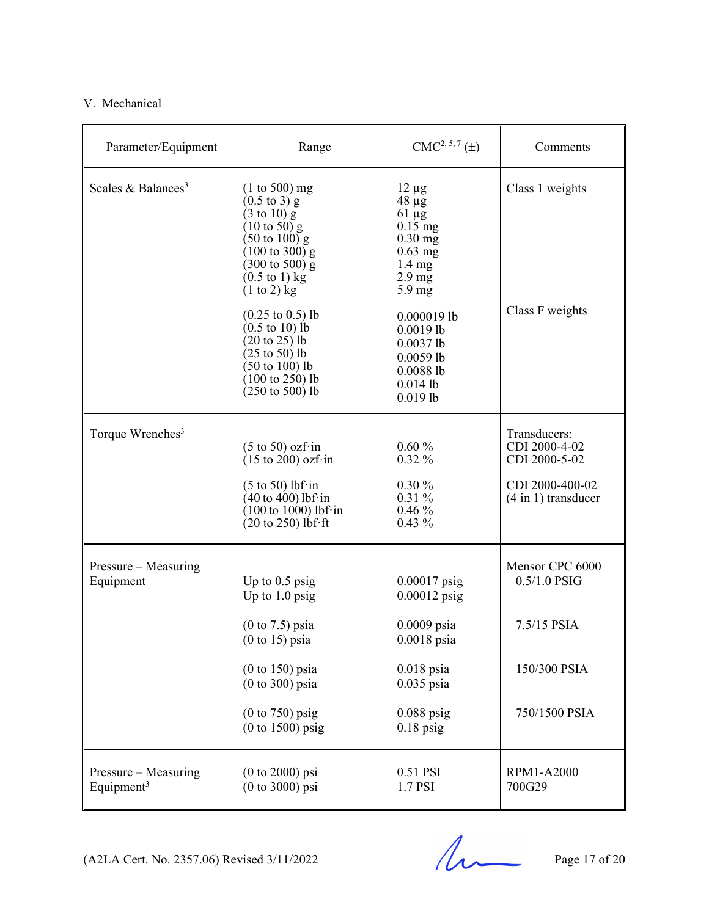V. Mechanical

| Parameter/Equipment | Range | CMC[2, 5, 7] (±) | Comments |
|---|---|---|---|
| Scales & Balances[3] | (1 to 500) mg<br>(0.5 to 3) g<br>(3 to 10) g<br>(10 to 50) g<br>(50 to 100) g<br>(100 to 300) g<br>(300 to 500) g<br>(0.5 to 1) kg<br>(1 to 2) kg | 12 µg<br>48 µg<br>61 µg<br>0.15 mg<br>0.30 mg<br>0.63 mg<br>1.4 mg<br>2.9 mg<br>5.9 mg | Class 1 weights |
| | (0.25 to 0.5) lb<br>(0.5 to 10) lb<br>(20 to 25) lb<br>(25 to 50) lb<br>(50 to 100) lb<br>(100 to 250) lb<br>(250 to 500) lb | 0.000019 lb<br>0.0019 lb<br>0.0037 lb<br>0.0059 lb<br>0.0088 lb<br>0.014 lb<br>0.019 lb | Class F weights |
| Torque Wrenches[3] | (5 to 50) ozf·in<br>(15 to 200) ozf·in | 0.60 %<br>0.32 % | Transducers:<br>CDI 2000-4-02<br>CDI 2000-5-02 |
| | (5 to 50) lbf·in<br>(40 to 400) lbf·in<br>(100 to 1000) lbf·in<br>(20 to 250) lbf·ft | 0.30 %<br>0.31 %<br>0.46 %<br>0.43 % | CDI 2000-400-02<br>(4 in 1) transducer |
| Pressure – Measuring Equipment | Up to 0.5 psig<br>Up to 1.0 psig | 0.00017 psig<br>0.00012 psig | Mensor CPC 6000<br>0.5/1.0 PSIG |
| | (0 to 7.5) psia<br>(0 to 15) psia | 0.0009 psia<br>0.0018 psia | 7.5/15 PSIA |
| | (0 to 150) psia<br>(0 to 300) psia | 0.018 psia<br>0.035 psia | 150/300 PSIA |
| | (0 to 750) psig<br>(0 to 1500) psig | 0.088 psig<br>0.18 psig | 750/1500 PSIA |
| Pressure – Measuring Equipment[3] | (0 to 2000) psi<br>(0 to 3000) psi | 0.51 PSI<br>1.7 PSI | RPM1-A2000<br>700G29 |

(A2LA Cert. No. 2357.06) Revised 3/11/2022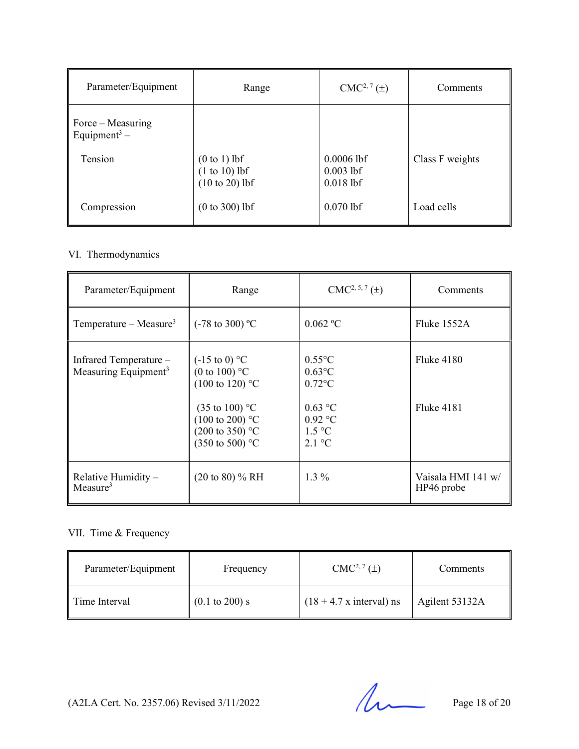| Parameter/Equipment | Range | CMC[2, 7] (±) | Comments |
|---|---|---|---|
| Force – Measuring Equipment[3] – | | | |
| Tension | (0 to 1) lbf<br>(1 to 10) lbf<br>(10 to 20) lbf | 0.0006 lbf<br>0.003 lbf<br>0.018 lbf | Class F weights |
| Compression | (0 to 300) lbf | 0.070 lbf | Load cells |

VI. Thermodynamics

| Parameter/Equipment | Range | CMC[2, 5, 7] (±) | Comments |
|---|---|---|---|
| Temperature – Measure[3] | (-78 to 300) ºC | 0.062 ºC | Fluke 1552A |
| Infrared Temperature – Measuring Equipment[3] | (-15 to 0) °C<br>(0 to 100) °C<br>(100 to 120) °C | 0.55°C<br>0.63°C<br>0.72°C | Fluke 4180 |
| | (35 to 100) °C<br>(100 to 200) °C<br>(200 to 350) °C<br>(350 to 500) °C | 0.63 °C<br>0.92 °C<br>1.5 °C<br>2.1 °C | Fluke 4181 |
| Relative Humidity – Measure[3] | (20 to 80) % RH | 1.3 % | Vaisala HMI 141 w/ HP46 probe |

VII. Time & Frequency

| Parameter/Equipment | Frequency | CMC[2, 7] (±) | Comments |
|---|---|---|---|
| Time Interval | (0.1 to 200) s | (18 + 4.7 x interval) ns | Agilent 53132A |

(A2LA Cert. No. 2357.06) Revised 3/11/2022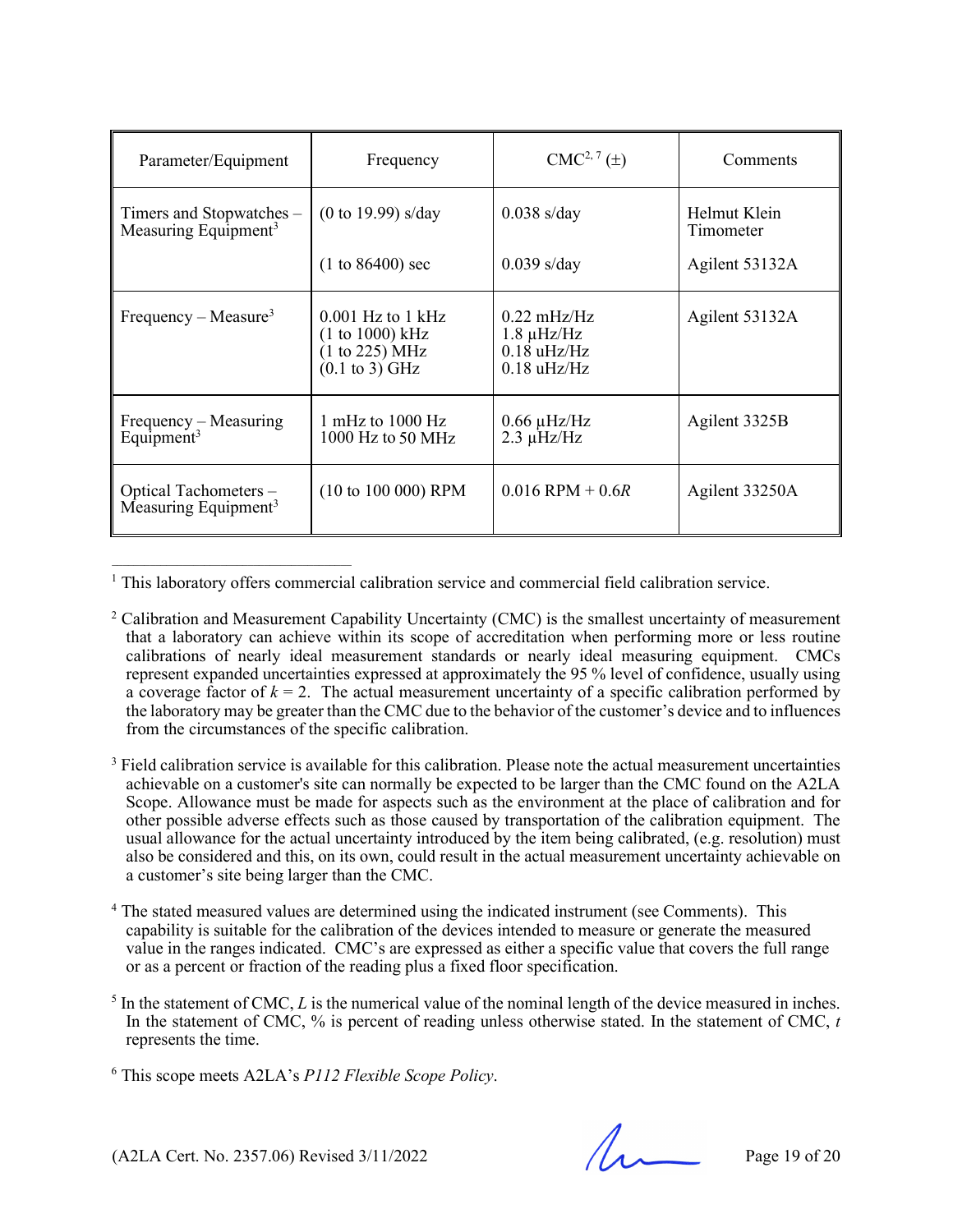| Parameter/Equipment | Frequency | CMC[2, 7] (±) | Comments |
|---|---|---|---|
| Timers and Stopwatches – Measuring Equipment[3] | (0 to 19.99) s/day | 0.038 s/day | Helmut Klein Timometer |
| | (1 to 86400) sec | 0.039 s/day | Agilent 53132A |
| Frequency – Measure[3] | 0.001 Hz to 1 kHz<br>(1 to 1000) kHz<br>(1 to 225) MHz<br>(0.1 to 3) GHz | 0.22 mHz/Hz<br>1.8 μHz/Hz<br>0.18 uHz/Hz<br>0.18 uHz/Hz | Agilent 53132A |
| Frequency – Measuring Equipment[3] | 1 mHz to 1000 Hz<br>1000 Hz to 50 MHz | 0.66 μHz/Hz<br>2.3 μHz/Hz | Agilent 3325B |
| Optical Tachometers – Measuring Equipment[3] | (10 to 100 000) RPM | 0.016 RPM + 0.6*R* | Agilent 33250A |

[1] This laboratory offers commercial calibration service and commercial field calibration service.

[2] Calibration and Measurement Capability Uncertainty (CMC) is the smallest uncertainty of measurement that a laboratory can achieve within its scope of accreditation when performing more or less routine calibrations of nearly ideal measurement standards or nearly ideal measuring equipment. CMCs represent expanded uncertainties expressed at approximately the 95 % level of confidence, usually using a coverage factor of $k = 2$. The actual measurement uncertainty of a specific calibration performed by the laboratory may be greater than the CMC due to the behavior of the customer's device and to influences from the circumstances of the specific calibration.

[3] Field calibration service is available for this calibration. Please note the actual measurement uncertainties achievable on a customer's site can normally be expected to be larger than the CMC found on the A2LA Scope. Allowance must be made for aspects such as the environment at the place of calibration and for other possible adverse effects such as those caused by transportation of the calibration equipment. The usual allowance for the actual uncertainty introduced by the item being calibrated, (e.g. resolution) must also be considered and this, on its own, could result in the actual measurement uncertainty achievable on a customer's site being larger than the CMC.

[4] The stated measured values are determined using the indicated instrument (see Comments). This capability is suitable for the calibration of the devices intended to measure or generate the measured value in the ranges indicated. CMC's are expressed as either a specific value that covers the full range or as a percent or fraction of the reading plus a fixed floor specification.

[5] In the statement of CMC, *L* is the numerical value of the nominal length of the device measured in inches. In the statement of CMC, % is percent of reading unless otherwise stated. In the statement of CMC, *t* represents the time.

[6] This scope meets A2LA's *P112 Flexible Scope Policy*.

(A2LA Cert. No. 2357.06) Revised 3/11/2022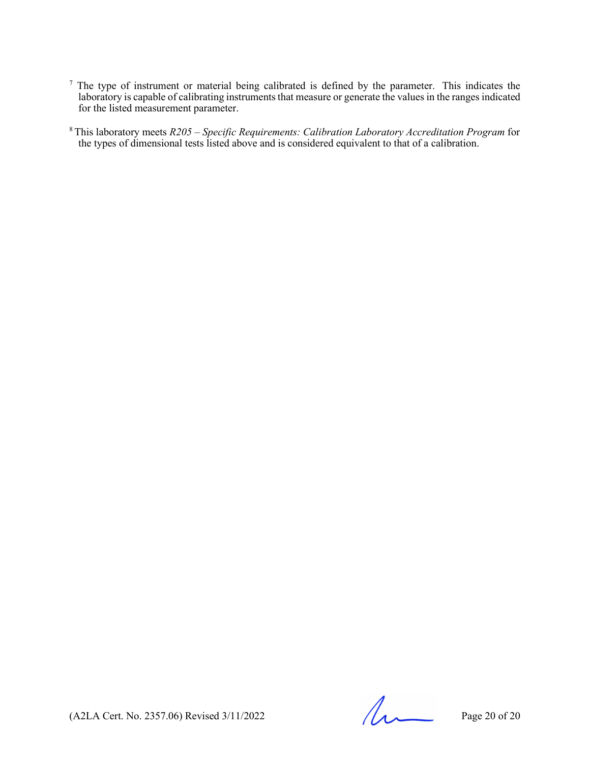[7] The type of instrument or material being calibrated is defined by the parameter. This indicates the laboratory is capable of calibrating instruments that measure or generate the values in the ranges indicated for the listed measurement parameter.

[8] This laboratory meets *R205 – Specific Requirements: Calibration Laboratory Accreditation Program* for the types of dimensional tests listed above and is considered equivalent to that of a calibration.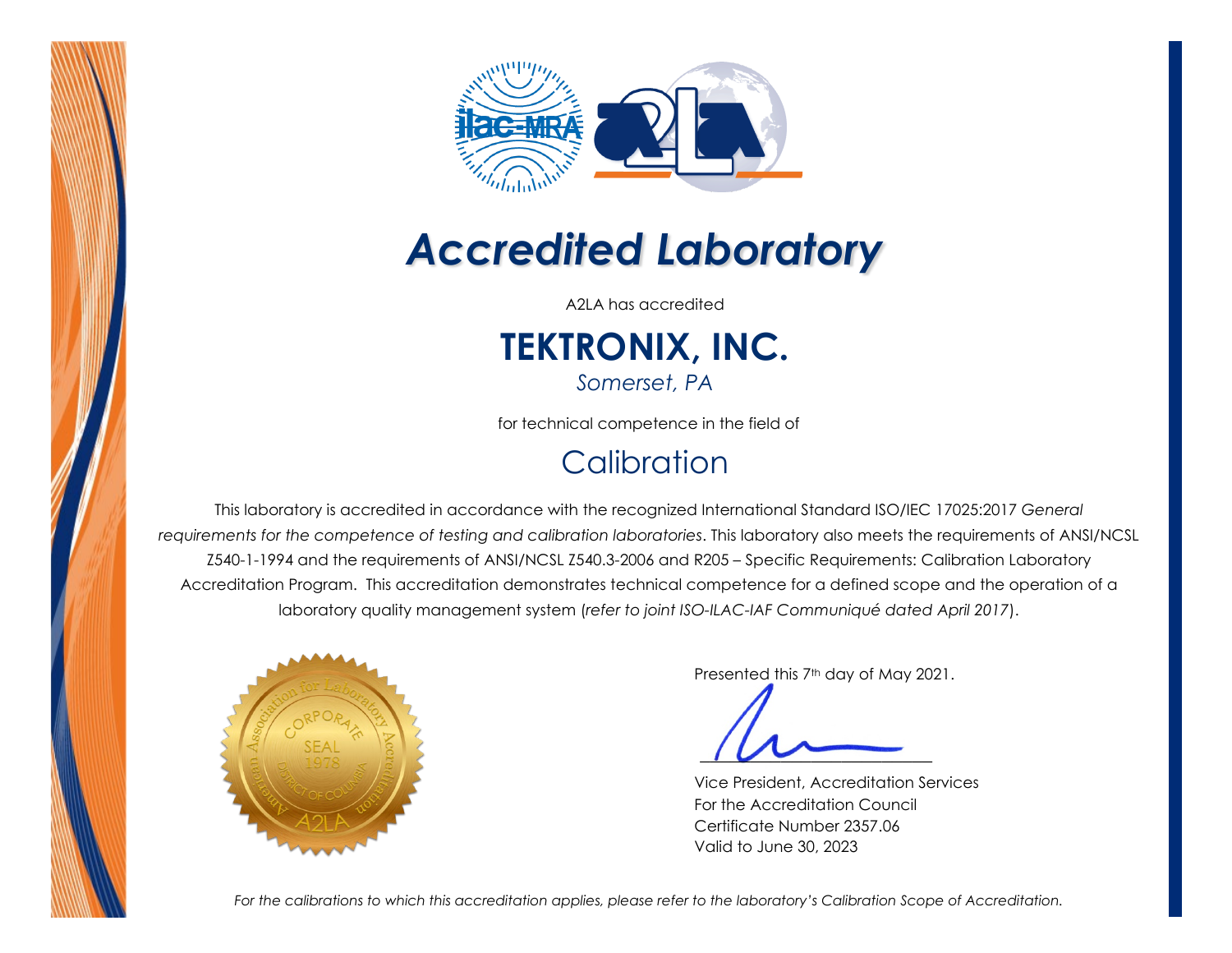# *Accredited Laboratory*

A2LA has accredited

## TEKTRONIX, INC.

*Somerset, PA*

for technical competence in the field of

## Calibration

This laboratory is accredited in accordance with the recognized International Standard ISO/IEC 17025:2017 *General requirements for the competence of testing and calibration laboratories*. This laboratory also meets the requirements of ANSI/NCSL Z540-1-1994 and the requirements of ANSI/NCSL Z540.3-2006 and R205 – Specific Requirements: Calibration Laboratory Accreditation Program. This accreditation demonstrates technical competence for a defined scope and the operation of a laboratory quality management system (*refer to joint ISO-ILAC-IAF Communiqué dated April 2017*).

Presented this 7th day of May 2021.

Vice President, Accreditation Services
For the Accreditation Council
Certificate Number 2357.06
Valid to June 30, 2023

*For the calibrations to which this accreditation applies, please refer to the laboratory's Calibration Scope of Accreditation.*